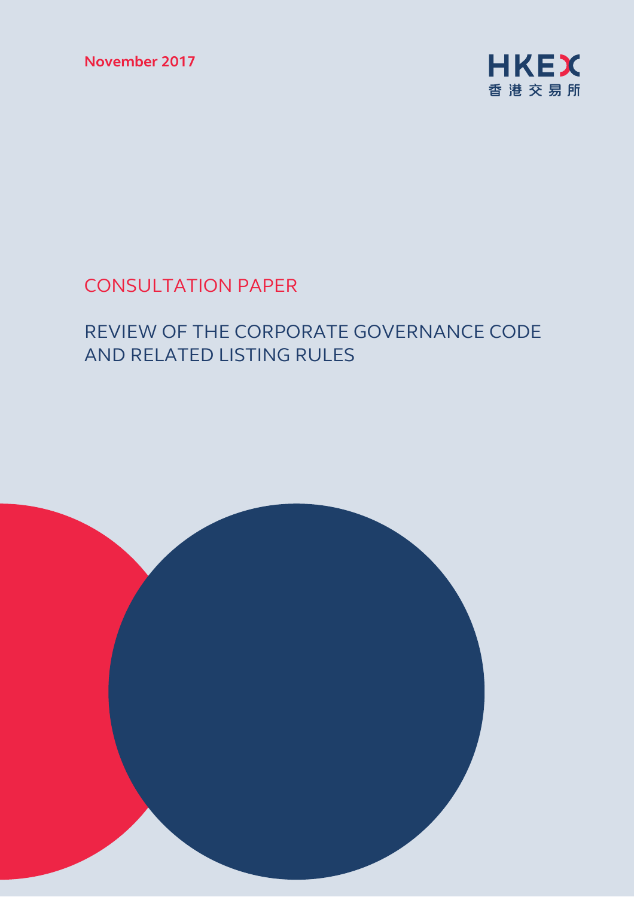November 2017

HKEX
香港交易所

CONSULTATION PAPER

# REVIEW OF THE CORPORATE GOVERNANCE CODE AND RELATED LISTING RULES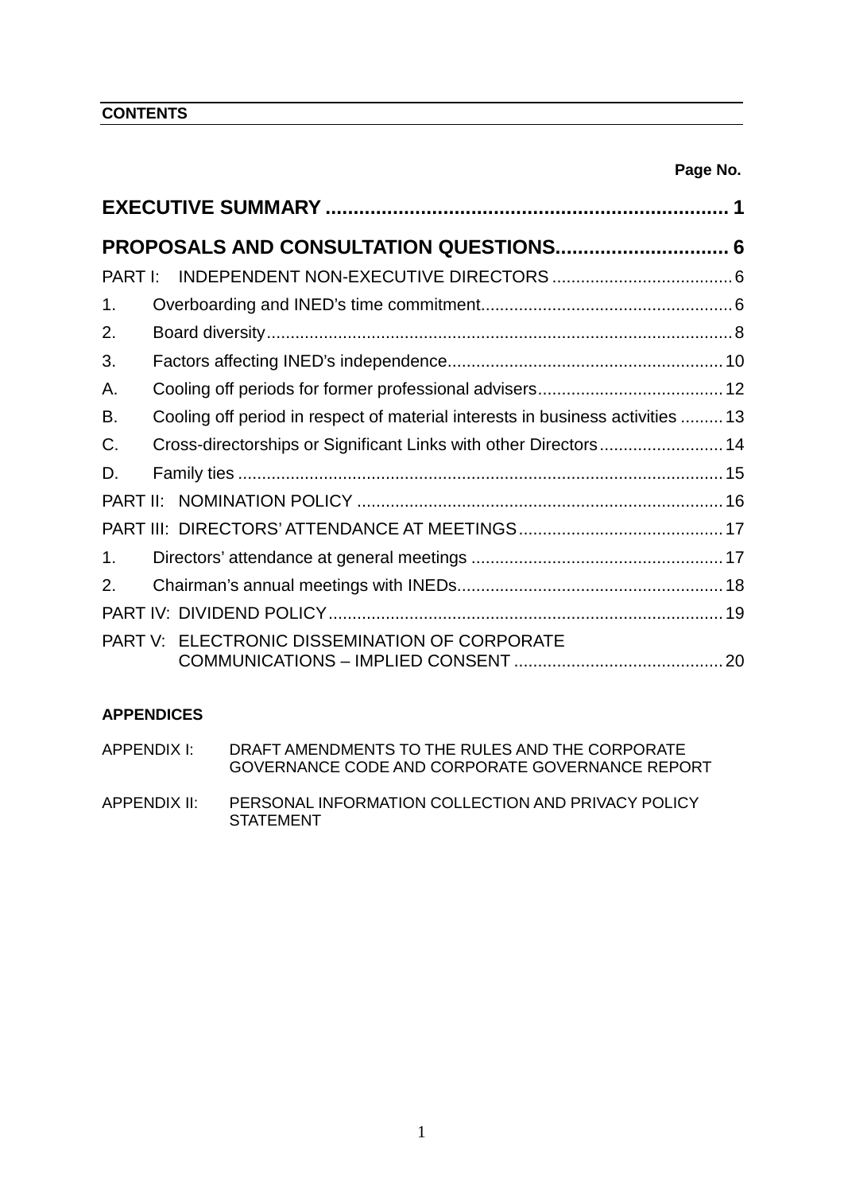## CONTENTS

| | Page No. |
|---|---|
| **EXECUTIVE SUMMARY** | **1** |
| **PROPOSALS AND CONSULTATION QUESTIONS** | **6** |
| PART I: INDEPENDENT NON-EXECUTIVE DIRECTORS | 6 |
| 1. Overboarding and INED's time commitment | 6 |
| 2. Board diversity | 8 |
| 3. Factors affecting INED's independence | 10 |
| A. Cooling off periods for former professional advisers | 12 |
| B. Cooling off period in respect of material interests in business activities | 13 |
| C. Cross-directorships or Significant Links with other Directors | 14 |
| D. Family ties | 15 |
| PART II: NOMINATION POLICY | 16 |
| PART III: DIRECTORS' ATTENDANCE AT MEETINGS | 17 |
| 1. Directors' attendance at general meetings | 17 |
| 2. Chairman's annual meetings with INEDs | 18 |
| PART IV: DIVIDEND POLICY | 19 |
| PART V: ELECTRONIC DISSEMINATION OF CORPORATE COMMUNICATIONS – IMPLIED CONSENT | 20 |

**APPENDICES**

APPENDIX I: DRAFT AMENDMENTS TO THE RULES AND THE CORPORATE GOVERNANCE CODE AND CORPORATE GOVERNANCE REPORT

APPENDIX II: PERSONAL INFORMATION COLLECTION AND PRIVACY POLICY STATEMENT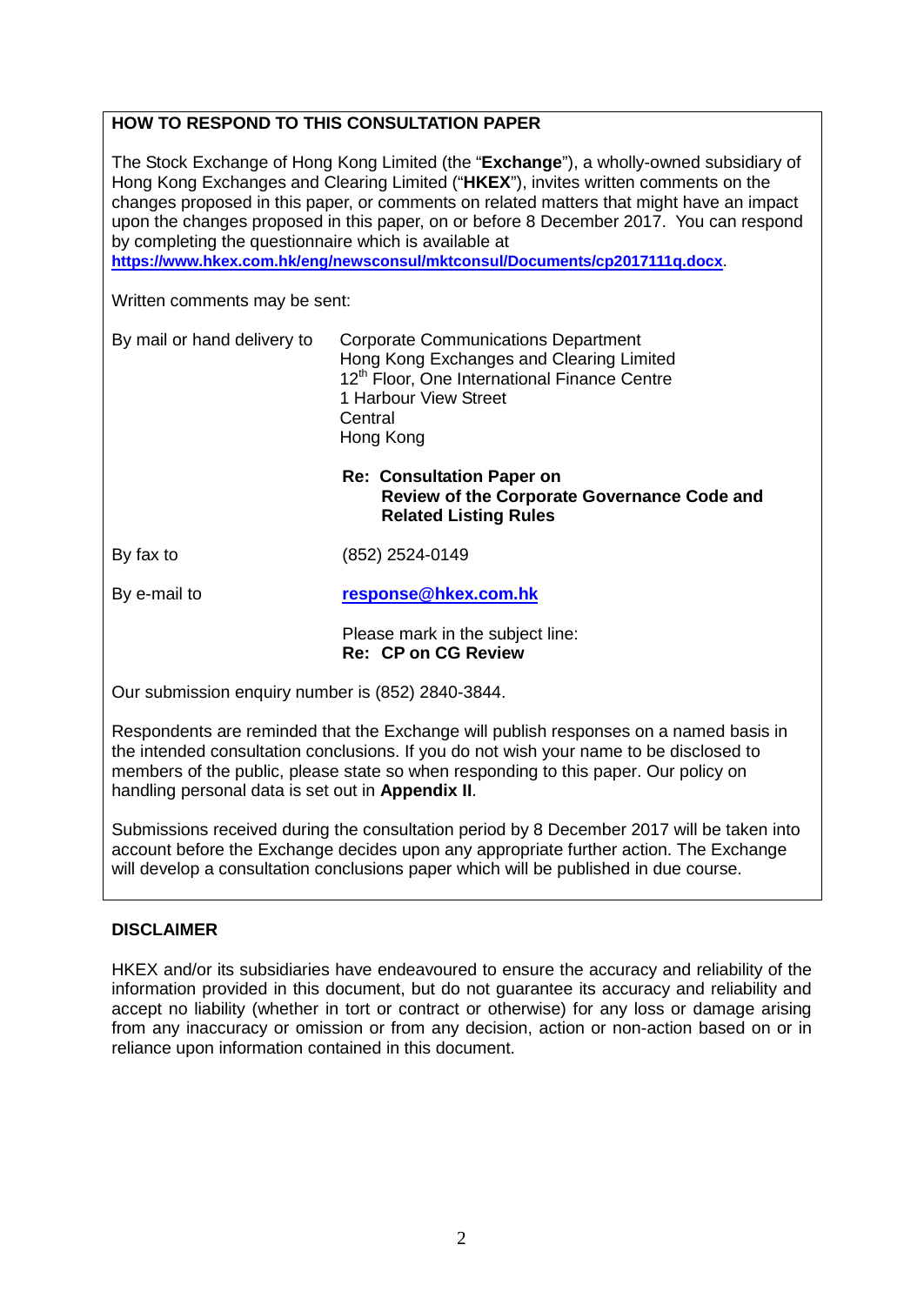## HOW TO RESPOND TO THIS CONSULTATION PAPER

The Stock Exchange of Hong Kong Limited (the "**Exchange**"), a wholly-owned subsidiary of Hong Kong Exchanges and Clearing Limited ("**HKEX**"), invites written comments on the changes proposed in this paper, or comments on related matters that might have an impact upon the changes proposed in this paper, on or before 8 December 2017. You can respond by completing the questionnaire which is available at **https://www.hkex.com.hk/eng/newsconsul/mktconsul/Documents/cp2017111q.docx**.

Written comments may be sent:

| | |
|---|---|
| By mail or hand delivery to | Corporate Communications Department<br>Hong Kong Exchanges and Clearing Limited<br>12th Floor, One International Finance Centre<br>1 Harbour View Street<br>Central<br>Hong Kong |
| | **Re: Consultation Paper on Review of the Corporate Governance Code and Related Listing Rules** |
| By fax to | (852) 2524-0149 |
| By e-mail to | **response@hkex.com.hk** |
| | Please mark in the subject line:<br>**Re: CP on CG Review** |

Our submission enquiry number is (852) 2840-3844.

Respondents are reminded that the Exchange will publish responses on a named basis in the intended consultation conclusions. If you do not wish your name to be disclosed to members of the public, please state so when responding to this paper. Our policy on handling personal data is set out in **Appendix II**.

Submissions received during the consultation period by 8 December 2017 will be taken into account before the Exchange decides upon any appropriate further action. The Exchange will develop a consultation conclusions paper which will be published in due course.

## DISCLAIMER

HKEX and/or its subsidiaries have endeavoured to ensure the accuracy and reliability of the information provided in this document, but do not guarantee its accuracy and reliability and accept no liability (whether in tort or contract or otherwise) for any loss or damage arising from any inaccuracy or omission or from any decision, action or non-action based on or in reliance upon information contained in this document.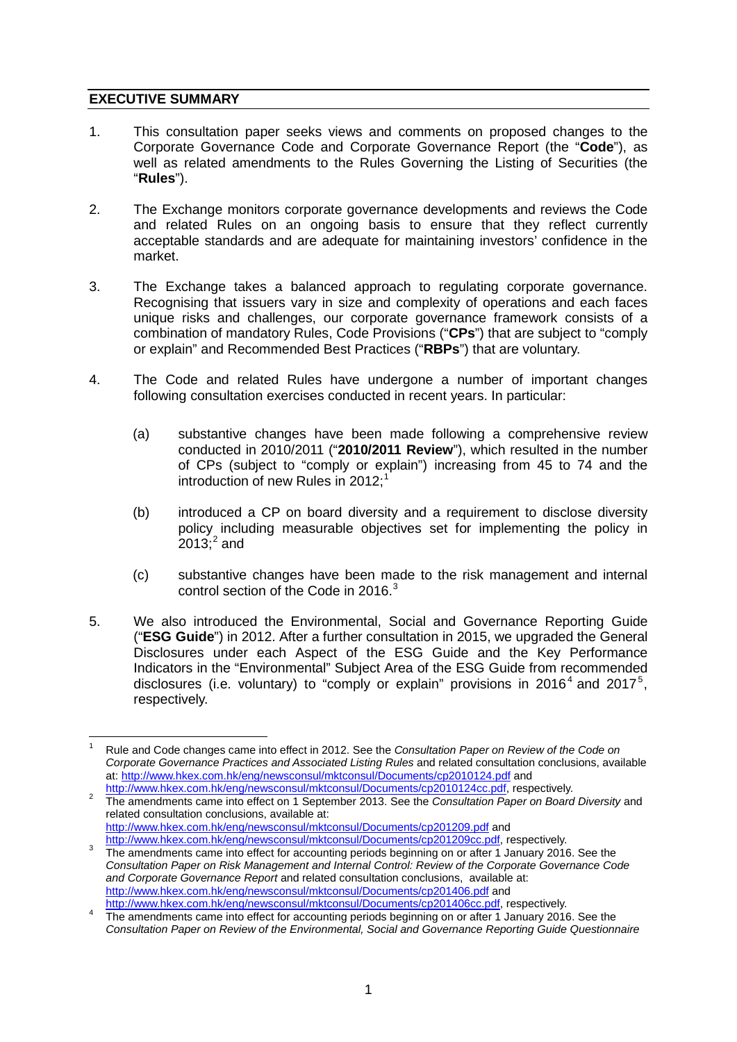## EXECUTIVE SUMMARY

1. This consultation paper seeks views and comments on proposed changes to the Corporate Governance Code and Corporate Governance Report (the "**Code**"), as well as related amendments to the Rules Governing the Listing of Securities (the "**Rules**").

2. The Exchange monitors corporate governance developments and reviews the Code and related Rules on an ongoing basis to ensure that they reflect currently acceptable standards and are adequate for maintaining investors' confidence in the market.

3. The Exchange takes a balanced approach to regulating corporate governance. Recognising that issuers vary in size and complexity of operations and each faces unique risks and challenges, our corporate governance framework consists of a combination of mandatory Rules, Code Provisions ("**CPs**") that are subject to "comply or explain" and Recommended Best Practices ("**RBPs**") that are voluntary.

4. The Code and related Rules have undergone a number of important changes following consultation exercises conducted in recent years. In particular:

   (a) substantive changes have been made following a comprehensive review conducted in 2010/2011 ("**2010/2011 Review**"), which resulted in the number of CPs (subject to "comply or explain") increasing from 45 to 74 and the introduction of new Rules in 2012;[1]

   (b) introduced a CP on board diversity and a requirement to disclose diversity policy including measurable objectives set for implementing the policy in 2013;[2] and

   (c) substantive changes have been made to the risk management and internal control section of the Code in 2016.[3]

5. We also introduced the Environmental, Social and Governance Reporting Guide ("**ESG Guide**") in 2012. After a further consultation in 2015, we upgraded the General Disclosures under each Aspect of the ESG Guide and the Key Performance Indicators in the "Environmental" Subject Area of the ESG Guide from recommended disclosures (i.e. voluntary) to "comply or explain" provisions in 2016[4] and 2017[5], respectively.

---

[1] Rule and Code changes came into effect in 2012. See the *Consultation Paper on Review of the Code on Corporate Governance Practices and Associated Listing Rules* and related consultation conclusions, available at: http://www.hkex.com.hk/eng/newsconsul/mktconsul/Documents/cp2010124.pdf and http://www.hkex.com.hk/eng/newsconsul/mktconsul/Documents/cp2010124cc.pdf, respectively.

[2] The amendments came into effect on 1 September 2013. See the *Consultation Paper on Board Diversity* and related consultation conclusions, available at: http://www.hkex.com.hk/eng/newsconsul/mktconsul/Documents/cp201209.pdf and http://www.hkex.com.hk/eng/newsconsul/mktconsul/Documents/cp201209cc.pdf, respectively.

[3] The amendments came into effect for accounting periods beginning on or after 1 January 2016. See the *Consultation Paper on Risk Management and Internal Control: Review of the Corporate Governance Code and Corporate Governance Report* and related consultation conclusions, available at: http://www.hkex.com.hk/eng/newsconsul/mktconsul/Documents/cp201406.pdf and http://www.hkex.com.hk/eng/newsconsul/mktconsul/Documents/cp201406cc.pdf, respectively.

[4] The amendments came into effect for accounting periods beginning on or after 1 January 2016. See the *Consultation Paper on Review of the Environmental, Social and Governance Reporting Guide Questionnaire*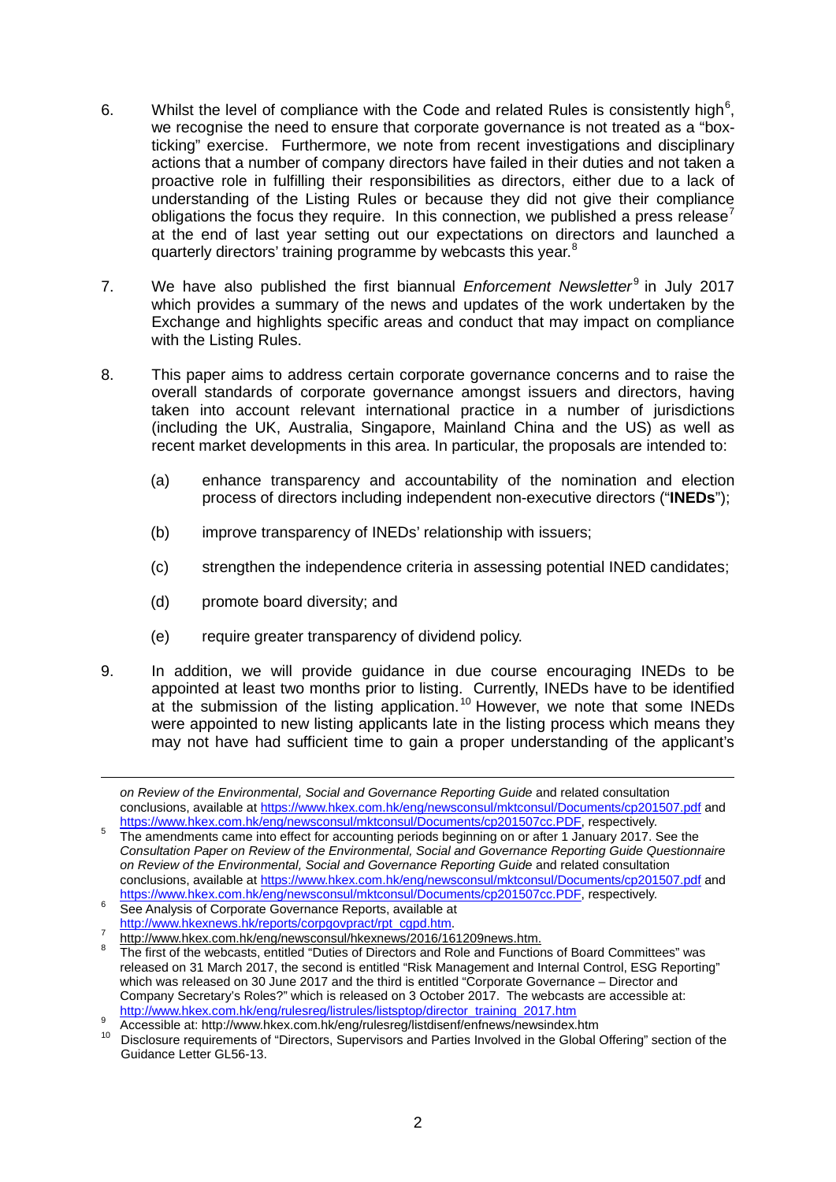6. Whilst the level of compliance with the Code and related Rules is consistently high[6], we recognise the need to ensure that corporate governance is not treated as a "box-ticking" exercise. Furthermore, we note from recent investigations and disciplinary actions that a number of company directors have failed in their duties and not taken a proactive role in fulfilling their responsibilities as directors, either due to a lack of understanding of the Listing Rules or because they did not give their compliance obligations the focus they require. In this connection, we published a press release[7] at the end of last year setting out our expectations on directors and launched a quarterly directors' training programme by webcasts this year.[8]

7. We have also published the first biannual *Enforcement Newsletter*[9] in July 2017 which provides a summary of the news and updates of the work undertaken by the Exchange and highlights specific areas and conduct that may impact on compliance with the Listing Rules.

8. This paper aims to address certain corporate governance concerns and to raise the overall standards of corporate governance amongst issuers and directors, having taken into account relevant international practice in a number of jurisdictions (including the UK, Australia, Singapore, Mainland China and the US) as well as recent market developments in this area. In particular, the proposals are intended to:

   (a) enhance transparency and accountability of the nomination and election process of directors including independent non-executive directors ("**INEDs**");

   (b) improve transparency of INEDs' relationship with issuers;

   (c) strengthen the independence criteria in assessing potential INED candidates;

   (d) promote board diversity; and

   (e) require greater transparency of dividend policy.

9. In addition, we will provide guidance in due course encouraging INEDs to be appointed at least two months prior to listing. Currently, INEDs have to be identified at the submission of the listing application.[10] However, we note that some INEDs were appointed to new listing applicants late in the listing process which means they may not have had sufficient time to gain a proper understanding of the applicant's

---

*on Review of the Environmental, Social and Governance Reporting Guide* and related consultation conclusions, available at https://www.hkex.com.hk/eng/newsconsul/mktconsul/Documents/cp201507.pdf and https://www.hkex.com.hk/eng/newsconsul/mktconsul/Documents/cp201507cc.PDF, respectively.

[5] The amendments came into effect for accounting periods beginning on or after 1 January 2017. See the *Consultation Paper on Review of the Environmental, Social and Governance Reporting Guide Questionnaire on Review of the Environmental, Social and Governance Reporting Guide* and related consultation conclusions, available at https://www.hkex.com.hk/eng/newsconsul/mktconsul/Documents/cp201507.pdf and https://www.hkex.com.hk/eng/newsconsul/mktconsul/Documents/cp201507cc.PDF, respectively.

[6] See Analysis of Corporate Governance Reports, available at http://www.hkexnews.hk/reports/corpgovpract/rpt_cgpd.htm.

[7] http://www.hkex.com.hk/eng/newsconsul/hkexnews/2016/161209news.htm.

[8] The first of the webcasts, entitled "Duties of Directors and Role and Functions of Board Committees" was released on 31 March 2017, the second is entitled "Risk Management and Internal Control, ESG Reporting" which was released on 30 June 2017 and the third is entitled "Corporate Governance – Director and Company Secretary's Roles?" which is released on 3 October 2017. The webcasts are accessible at: http://www.hkex.com.hk/eng/rulesreg/listrules/listsptop/director_training_2017.htm

[9] Accessible at: http://www.hkex.com.hk/eng/rulesreg/listdisenf/enfnews/newsindex.htm

[10] Disclosure requirements of "Directors, Supervisors and Parties Involved in the Global Offering" section of the Guidance Letter GL56-13.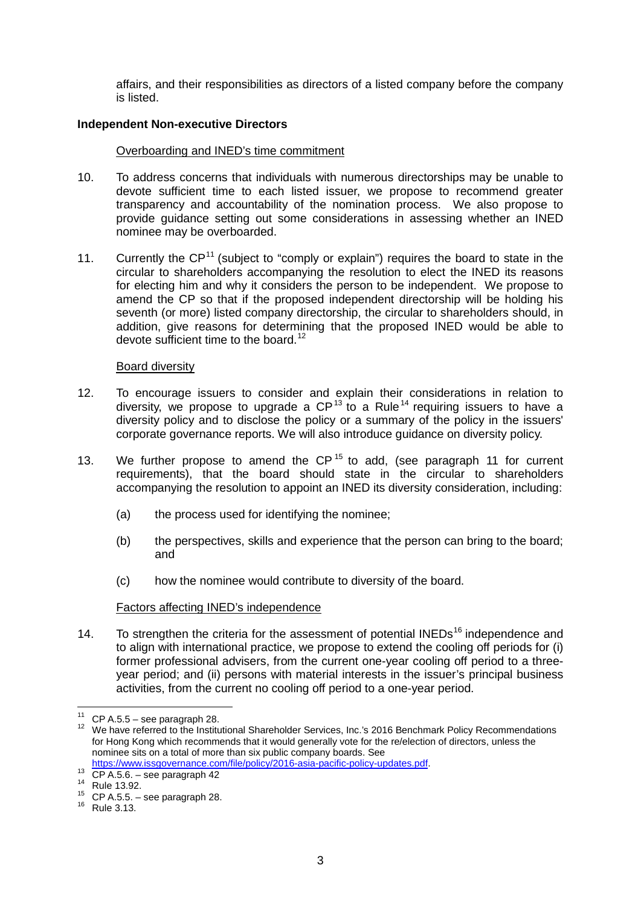affairs, and their responsibilities as directors of a listed company before the company is listed.

**Independent Non-executive Directors**

Overboarding and INED's time commitment

10. To address concerns that individuals with numerous directorships may be unable to devote sufficient time to each listed issuer, we propose to recommend greater transparency and accountability of the nomination process. We also propose to provide guidance setting out some considerations in assessing whether an INED nominee may be overboarded.

11. Currently the CP[11] (subject to "comply or explain") requires the board to state in the circular to shareholders accompanying the resolution to elect the INED its reasons for electing him and why it considers the person to be independent. We propose to amend the CP so that if the proposed independent directorship will be holding his seventh (or more) listed company directorship, the circular to shareholders should, in addition, give reasons for determining that the proposed INED would be able to devote sufficient time to the board.[12]

Board diversity

12. To encourage issuers to consider and explain their considerations in relation to diversity, we propose to upgrade a CP[13] to a Rule[14] requiring issuers to have a diversity policy and to disclose the policy or a summary of the policy in the issuers' corporate governance reports. We will also introduce guidance on diversity policy.

13. We further propose to amend the CP[15] to add, (see paragraph 11 for current requirements), that the board should state in the circular to shareholders accompanying the resolution to appoint an INED its diversity consideration, including:

    (a) the process used for identifying the nominee;

    (b) the perspectives, skills and experience that the person can bring to the board; and

    (c) how the nominee would contribute to diversity of the board.

Factors affecting INED's independence

14. To strengthen the criteria for the assessment of potential INEDs[16] independence and to align with international practice, we propose to extend the cooling off periods for (i) former professional advisers, from the current one-year cooling off period to a three-year period; and (ii) persons with material interests in the issuer's principal business activities, from the current no cooling off period to a one-year period.

---

[11] CP A.5.5 – see paragraph 28.

[12] We have referred to the Institutional Shareholder Services, Inc.'s 2016 Benchmark Policy Recommendations for Hong Kong which recommends that it would generally vote for the re/election of directors, unless the nominee sits on a total of more than six public company boards. See https://www.issgovernance.com/file/policy/2016-asia-pacific-policy-updates.pdf.

[13] CP A.5.6. – see paragraph 42

[14] Rule 13.92.

[15] CP A.5.5. – see paragraph 28.

[16] Rule 3.13.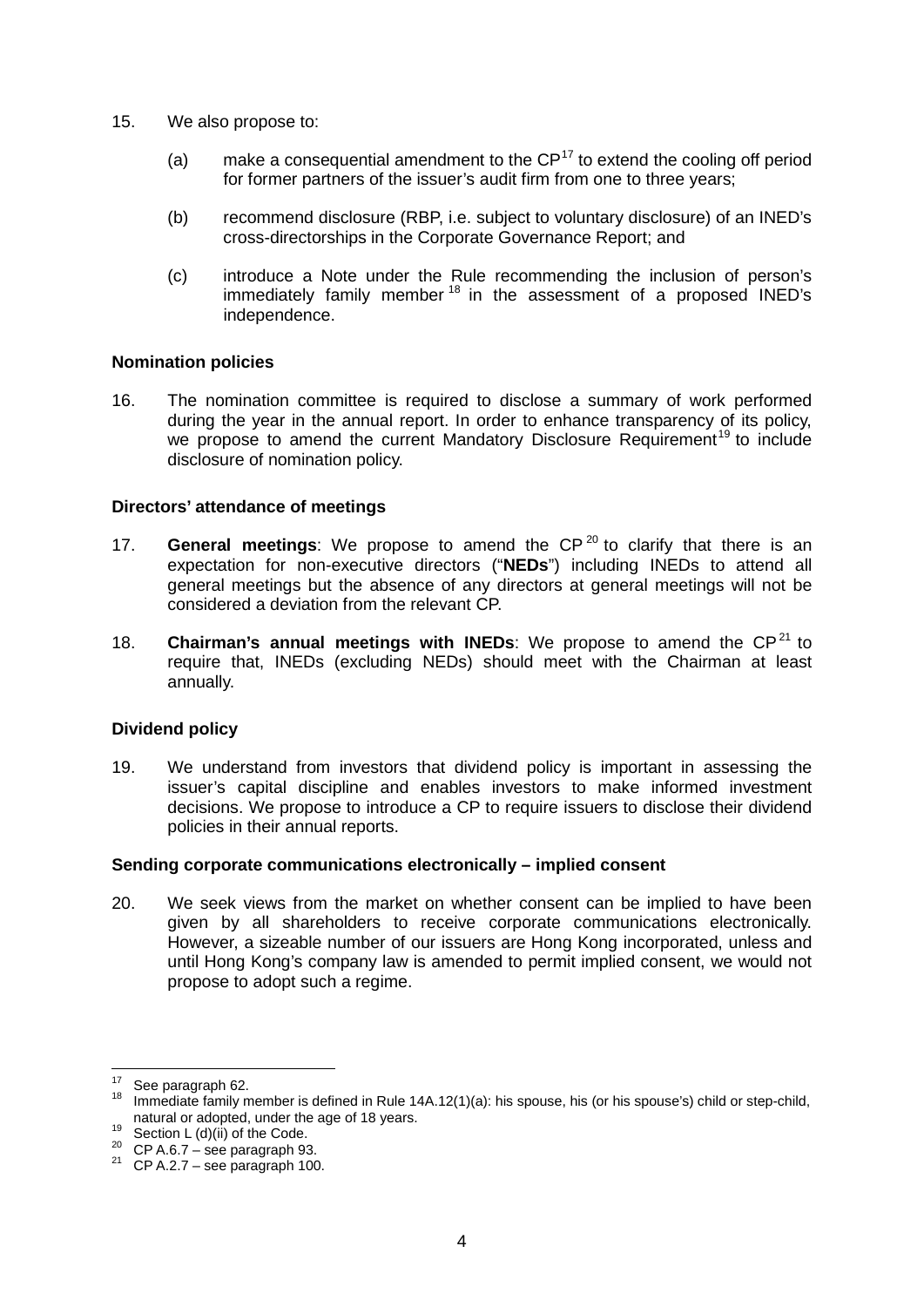15. We also propose to:

    (a) make a consequential amendment to the CP[17] to extend the cooling off period for former partners of the issuer's audit firm from one to three years;

    (b) recommend disclosure (RBP, i.e. subject to voluntary disclosure) of an INED's cross-directorships in the Corporate Governance Report; and

    (c) introduce a Note under the Rule recommending the inclusion of person's immediately family member[18] in the assessment of a proposed INED's independence.

**Nomination policies**

16. The nomination committee is required to disclose a summary of work performed during the year in the annual report. In order to enhance transparency of its policy, we propose to amend the current Mandatory Disclosure Requirement[19] to include disclosure of nomination policy.

**Directors' attendance of meetings**

17. **General meetings**: We propose to amend the CP[20] to clarify that there is an expectation for non-executive directors ("**NEDs**") including INEDs to attend all general meetings but the absence of any directors at general meetings will not be considered a deviation from the relevant CP.

18. **Chairman's annual meetings with INEDs**: We propose to amend the CP[21] to require that, INEDs (excluding NEDs) should meet with the Chairman at least annually.

**Dividend policy**

19. We understand from investors that dividend policy is important in assessing the issuer's capital discipline and enables investors to make informed investment decisions. We propose to introduce a CP to require issuers to disclose their dividend policies in their annual reports.

**Sending corporate communications electronically – implied consent**

20. We seek views from the market on whether consent can be implied to have been given by all shareholders to receive corporate communications electronically. However, a sizeable number of our issuers are Hong Kong incorporated, unless and until Hong Kong's company law is amended to permit implied consent, we would not propose to adopt such a regime.

---

[17] See paragraph 62.

[18] Immediate family member is defined in Rule 14A.12(1)(a): his spouse, his (or his spouse's) child or step-child, natural or adopted, under the age of 18 years.

[19] Section L (d)(ii) of the Code.

[20] CP A.6.7 – see paragraph 93.

[21] CP A.2.7 – see paragraph 100.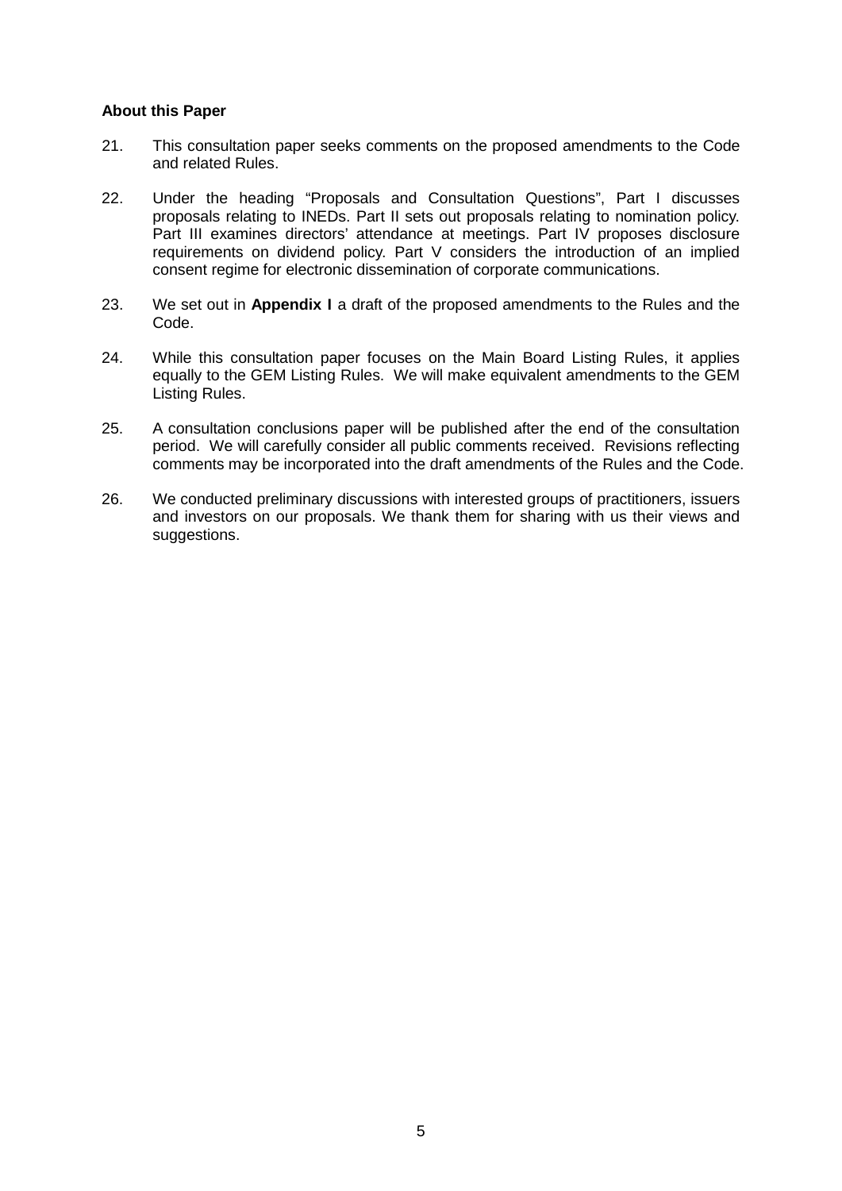**About this Paper**

21. This consultation paper seeks comments on the proposed amendments to the Code and related Rules.

22. Under the heading "Proposals and Consultation Questions", Part I discusses proposals relating to INEDs. Part II sets out proposals relating to nomination policy. Part III examines directors' attendance at meetings. Part IV proposes disclosure requirements on dividend policy. Part V considers the introduction of an implied consent regime for electronic dissemination of corporate communications.

23. We set out in **Appendix I** a draft of the proposed amendments to the Rules and the Code.

24. While this consultation paper focuses on the Main Board Listing Rules, it applies equally to the GEM Listing Rules. We will make equivalent amendments to the GEM Listing Rules.

25. A consultation conclusions paper will be published after the end of the consultation period. We will carefully consider all public comments received. Revisions reflecting comments may be incorporated into the draft amendments of the Rules and the Code.

26. We conducted preliminary discussions with interested groups of practitioners, issuers and investors on our proposals. We thank them for sharing with us their views and suggestions.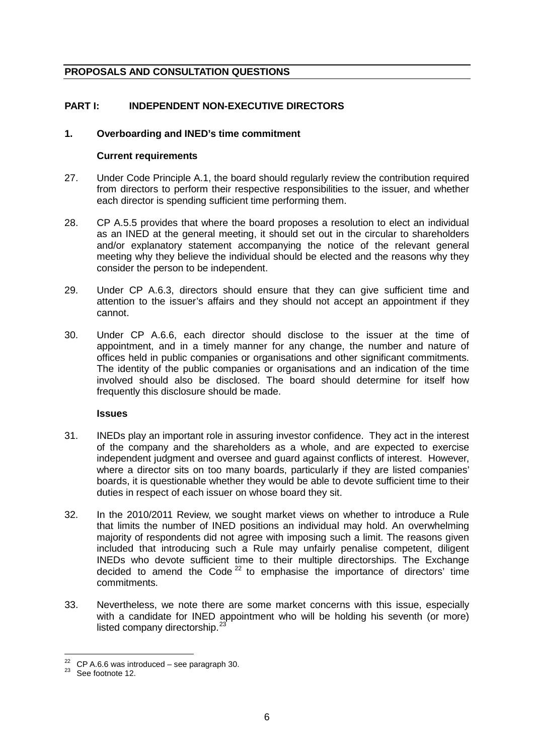## PROPOSALS AND CONSULTATION QUESTIONS

## PART I: INDEPENDENT NON-EXECUTIVE DIRECTORS

### 1. Overboarding and INED's time commitment

#### Current requirements

27. Under Code Principle A.1, the board should regularly review the contribution required from directors to perform their respective responsibilities to the issuer, and whether each director is spending sufficient time performing them.

28. CP A.5.5 provides that where the board proposes a resolution to elect an individual as an INED at the general meeting, it should set out in the circular to shareholders and/or explanatory statement accompanying the notice of the relevant general meeting why they believe the individual should be elected and the reasons why they consider the person to be independent.

29. Under CP A.6.3, directors should ensure that they can give sufficient time and attention to the issuer's affairs and they should not accept an appointment if they cannot.

30. Under CP A.6.6, each director should disclose to the issuer at the time of appointment, and in a timely manner for any change, the number and nature of offices held in public companies or organisations and other significant commitments. The identity of the public companies or organisations and an indication of the time involved should also be disclosed. The board should determine for itself how frequently this disclosure should be made.

#### Issues

31. INEDs play an important role in assuring investor confidence. They act in the interest of the company and the shareholders as a whole, and are expected to exercise independent judgment and oversee and guard against conflicts of interest. However, where a director sits on too many boards, particularly if they are listed companies' boards, it is questionable whether they would be able to devote sufficient time to their duties in respect of each issuer on whose board they sit.

32. In the 2010/2011 Review, we sought market views on whether to introduce a Rule that limits the number of INED positions an individual may hold. An overwhelming majority of respondents did not agree with imposing such a limit. The reasons given included that introducing such a Rule may unfairly penalise competent, diligent INEDs who devote sufficient time to their multiple directorships. The Exchange decided to amend the Code [22] to emphasise the importance of directors' time commitments.

33. Nevertheless, we note there are some market concerns with this issue, especially with a candidate for INED appointment who will be holding his seventh (or more) listed company directorship.[23]

---

[22] CP A.6.6 was introduced – see paragraph 30.

[23] See footnote 12.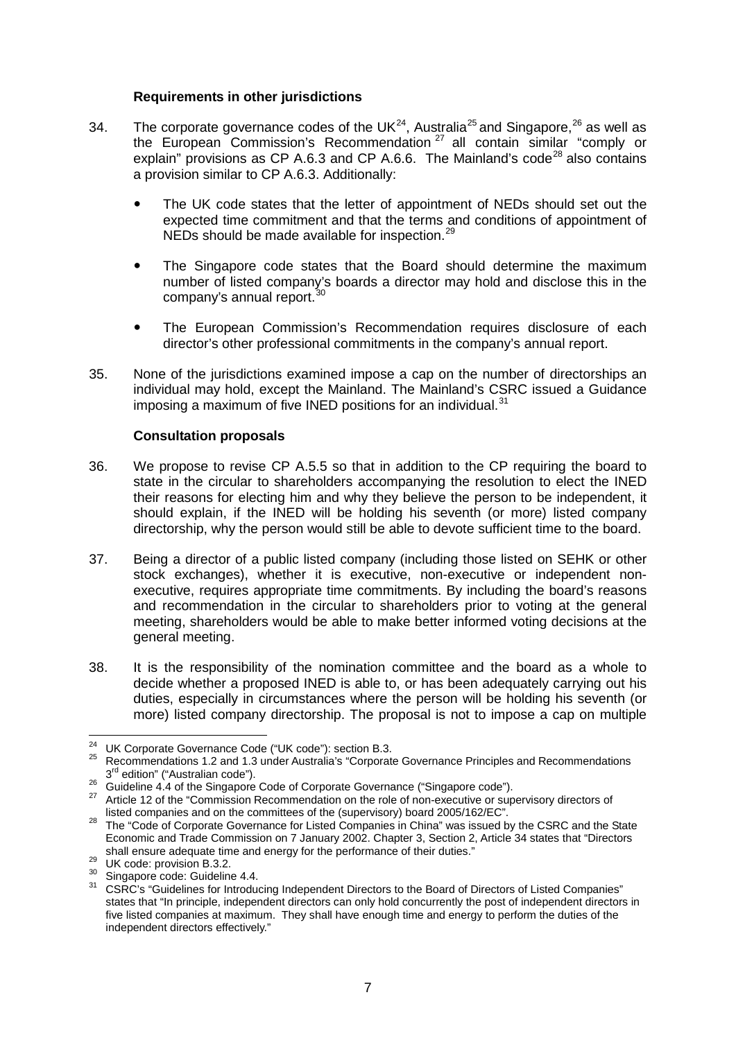**Requirements in other jurisdictions**

34. The corporate governance codes of the UK[24], Australia[25] and Singapore,[26] as well as the European Commission's Recommendation[27] all contain similar "comply or explain" provisions as CP A.6.3 and CP A.6.6. The Mainland's code[28] also contains a provision similar to CP A.6.3. Additionally:

   - The UK code states that the letter of appointment of NEDs should set out the expected time commitment and that the terms and conditions of appointment of NEDs should be made available for inspection.[29]

   - The Singapore code states that the Board should determine the maximum number of listed company's boards a director may hold and disclose this in the company's annual report.[30]

   - The European Commission's Recommendation requires disclosure of each director's other professional commitments in the company's annual report.

35. None of the jurisdictions examined impose a cap on the number of directorships an individual may hold, except the Mainland. The Mainland's CSRC issued a Guidance imposing a maximum of five INED positions for an individual.[31]

**Consultation proposals**

36. We propose to revise CP A.5.5 so that in addition to the CP requiring the board to state in the circular to shareholders accompanying the resolution to elect the INED their reasons for electing him and why they believe the person to be independent, it should explain, if the INED will be holding his seventh (or more) listed company directorship, why the person would still be able to devote sufficient time to the board.

37. Being a director of a public listed company (including those listed on SEHK or other stock exchanges), whether it is executive, non-executive or independent non-executive, requires appropriate time commitments. By including the board's reasons and recommendation in the circular to shareholders prior to voting at the general meeting, shareholders would be able to make better informed voting decisions at the general meeting.

38. It is the responsibility of the nomination committee and the board as a whole to decide whether a proposed INED is able to, or has been adequately carrying out his duties, especially in circumstances where the person will be holding his seventh (or more) listed company directorship. The proposal is not to impose a cap on multiple

---

[24] UK Corporate Governance Code ("UK code"): section B.3.

[25] Recommendations 1.2 and 1.3 under Australia's "Corporate Governance Principles and Recommendations 3rd edition" ("Australian code").

[26] Guideline 4.4 of the Singapore Code of Corporate Governance ("Singapore code").

[27] Article 12 of the "Commission Recommendation on the role of non-executive or supervisory directors of listed companies and on the committees of the (supervisory) board 2005/162/EC".

[28] The "Code of Corporate Governance for Listed Companies in China" was issued by the CSRC and the State Economic and Trade Commission on 7 January 2002. Chapter 3, Section 2, Article 34 states that "Directors shall ensure adequate time and energy for the performance of their duties."

[29] UK code: provision B.3.2.

[30] Singapore code: Guideline 4.4.

[31] CSRC's "Guidelines for Introducing Independent Directors to the Board of Directors of Listed Companies" states that "In principle, independent directors can only hold concurrently the post of independent directors in five listed companies at maximum. They shall have enough time and energy to perform the duties of the independent directors effectively."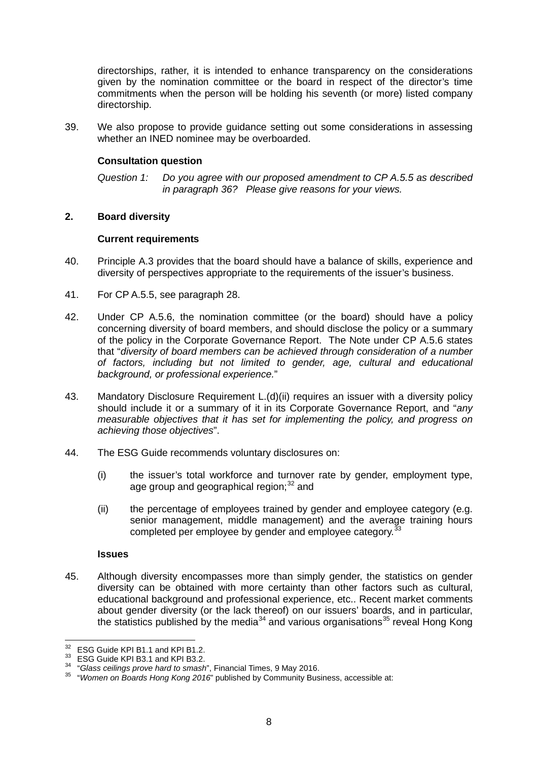directorships, rather, it is intended to enhance transparency on the considerations given by the nomination committee or the board in respect of the director's time commitments when the person will be holding his seventh (or more) listed company directorship.

39. We also propose to provide guidance setting out some considerations in assessing whether an INED nominee may be overboarded.

**Consultation question**

*Question 1: Do you agree with our proposed amendment to CP A.5.5 as described in paragraph 36? Please give reasons for your views.*

## 2. Board diversity

**Current requirements**

40. Principle A.3 provides that the board should have a balance of skills, experience and diversity of perspectives appropriate to the requirements of the issuer's business.

41. For CP A.5.5, see paragraph 28.

42. Under CP A.5.6, the nomination committee (or the board) should have a policy concerning diversity of board members, and should disclose the policy or a summary of the policy in the Corporate Governance Report. The Note under CP A.5.6 states that "*diversity of board members can be achieved through consideration of a number of factors, including but not limited to gender, age, cultural and educational background, or professional experience.*"

43. Mandatory Disclosure Requirement L.(d)(ii) requires an issuer with a diversity policy should include it or a summary of it in its Corporate Governance Report, and "*any measurable objectives that it has set for implementing the policy, and progress on achieving those objectives*".

44. The ESG Guide recommends voluntary disclosures on:

    (i) the issuer's total workforce and turnover rate by gender, employment type, age group and geographical region;[32] and

    (ii) the percentage of employees trained by gender and employee category (e.g. senior management, middle management) and the average training hours completed per employee by gender and employee category.[33]

**Issues**

45. Although diversity encompasses more than simply gender, the statistics on gender diversity can be obtained with more certainty than other factors such as cultural, educational background and professional experience, etc.. Recent market comments about gender diversity (or the lack thereof) on our issuers' boards, and in particular, the statistics published by the media[34] and various organisations[35] reveal Hong Kong

---

[32] ESG Guide KPI B1.1 and KPI B1.2.

[33] ESG Guide KPI B3.1 and KPI B3.2.

[34] "*Glass ceilings prove hard to smash*", Financial Times, 9 May 2016.

[35] "*Women on Boards Hong Kong 2016*" published by Community Business, accessible at: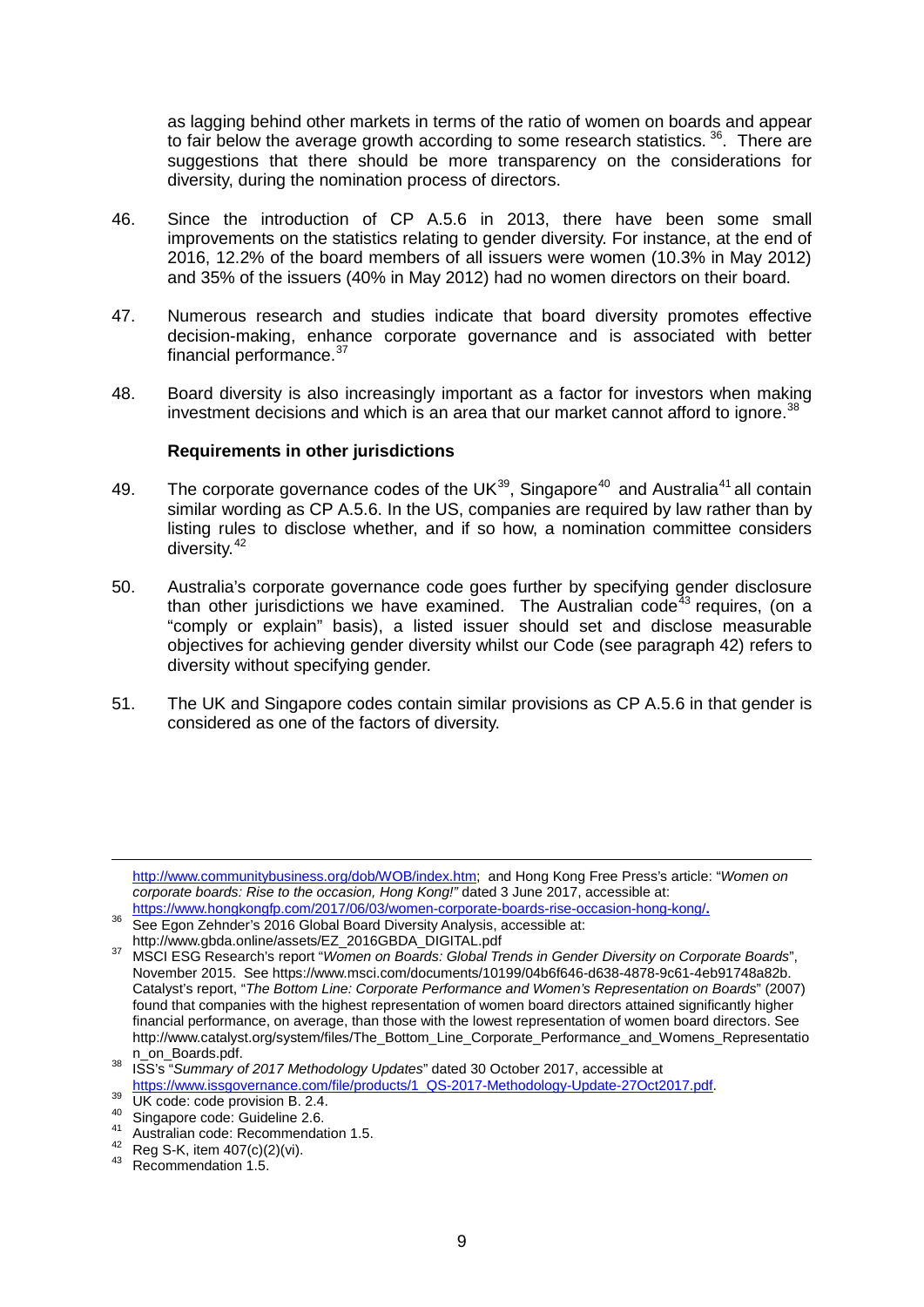as lagging behind other markets in terms of the ratio of women on boards and appear to fair below the average growth according to some research statistics. [36]. There are suggestions that there should be more transparency on the considerations for diversity, during the nomination process of directors.

46. Since the introduction of CP A.5.6 in 2013, there have been some small improvements on the statistics relating to gender diversity. For instance, at the end of 2016, 12.2% of the board members of all issuers were women (10.3% in May 2012) and 35% of the issuers (40% in May 2012) had no women directors on their board.

47. Numerous research and studies indicate that board diversity promotes effective decision-making, enhance corporate governance and is associated with better financial performance.[37]

48. Board diversity is also increasingly important as a factor for investors when making investment decisions and which is an area that our market cannot afford to ignore.[38]

**Requirements in other jurisdictions**

49. The corporate governance codes of the UK[39], Singapore[40] and Australia[41] all contain similar wording as CP A.5.6. In the US, companies are required by law rather than by listing rules to disclose whether, and if so how, a nomination committee considers diversity.[42]

50. Australia's corporate governance code goes further by specifying gender disclosure than other jurisdictions we have examined. The Australian code[43] requires, (on a "comply or explain" basis), a listed issuer should set and disclose measurable objectives for achieving gender diversity whilst our Code (see paragraph 42) refers to diversity without specifying gender.

51. The UK and Singapore codes contain similar provisions as CP A.5.6 in that gender is considered as one of the factors of diversity.

---

http://www.communitybusiness.org/dob/WOB/index.htm; and Hong Kong Free Press's article: "*Women on corporate boards: Rise to the occasion, Hong Kong!"* dated 3 June 2017, accessible at: https://www.hongkongfp.com/2017/06/03/women-corporate-boards-rise-occasion-hong-kong/.

[36] See Egon Zehnder's 2016 Global Board Diversity Analysis, accessible at: http://www.gbda.online/assets/EZ_2016GBDA_DIGITAL.pdf

[37] MSCI ESG Research's report "*Women on Boards: Global Trends in Gender Diversity on Corporate Boards*", November 2015. See https://www.msci.com/documents/10199/04b6f646-d638-4878-9c61-4eb91748a82b. Catalyst's report, "*The Bottom Line: Corporate Performance and Women's Representation on Boards*" (2007) found that companies with the highest representation of women board directors attained significantly higher financial performance, on average, than those with the lowest representation of women board directors. See http://www.catalyst.org/system/files/The_Bottom_Line_Corporate_Performance_and_Womens_Representation_on_Boards.pdf.

[38] ISS's "*Summary of 2017 Methodology Updates*" dated 30 October 2017, accessible at https://www.issgovernance.com/file/products/1_QS-2017-Methodology-Update-27Oct2017.pdf.

[39] UK code: code provision B. 2.4.

[40] Singapore code: Guideline 2.6.

[41] Australian code: Recommendation 1.5.

[42] Reg S-K, item 407(c)(2)(vi).

[43] Recommendation 1.5.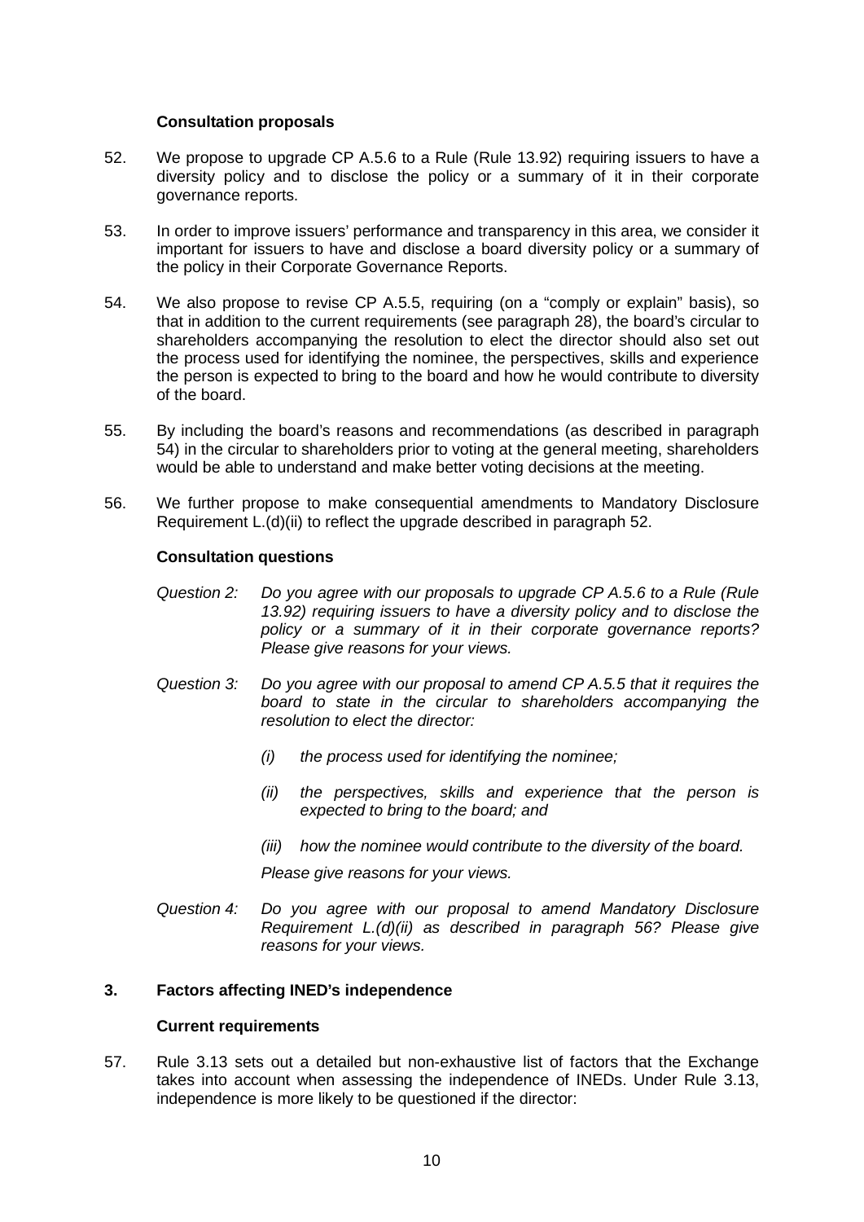**Consultation proposals**

52. We propose to upgrade CP A.5.6 to a Rule (Rule 13.92) requiring issuers to have a diversity policy and to disclose the policy or a summary of it in their corporate governance reports.

53. In order to improve issuers' performance and transparency in this area, we consider it important for issuers to have and disclose a board diversity policy or a summary of the policy in their Corporate Governance Reports.

54. We also propose to revise CP A.5.5, requiring (on a "comply or explain" basis), so that in addition to the current requirements (see paragraph 28), the board's circular to shareholders accompanying the resolution to elect the director should also set out the process used for identifying the nominee, the perspectives, skills and experience the person is expected to bring to the board and how he would contribute to diversity of the board.

55. By including the board's reasons and recommendations (as described in paragraph 54) in the circular to shareholders prior to voting at the general meeting, shareholders would be able to understand and make better voting decisions at the meeting.

56. We further propose to make consequential amendments to Mandatory Disclosure Requirement L.(d)(ii) to reflect the upgrade described in paragraph 52.

**Consultation questions**

*Question 2: Do you agree with our proposals to upgrade CP A.5.6 to a Rule (Rule 13.92) requiring issuers to have a diversity policy and to disclose the policy or a summary of it in their corporate governance reports? Please give reasons for your views.*

*Question 3: Do you agree with our proposal to amend CP A.5.5 that it requires the board to state in the circular to shareholders accompanying the resolution to elect the director:*

*(i) the process used for identifying the nominee;*

*(ii) the perspectives, skills and experience that the person is expected to bring to the board; and*

*(iii) how the nominee would contribute to the diversity of the board.*

*Please give reasons for your views.*

*Question 4: Do you agree with our proposal to amend Mandatory Disclosure Requirement L.(d)(ii) as described in paragraph 56? Please give reasons for your views.*

## 3. Factors affecting INED's independence

**Current requirements**

57. Rule 3.13 sets out a detailed but non-exhaustive list of factors that the Exchange takes into account when assessing the independence of INEDs. Under Rule 3.13, independence is more likely to be questioned if the director: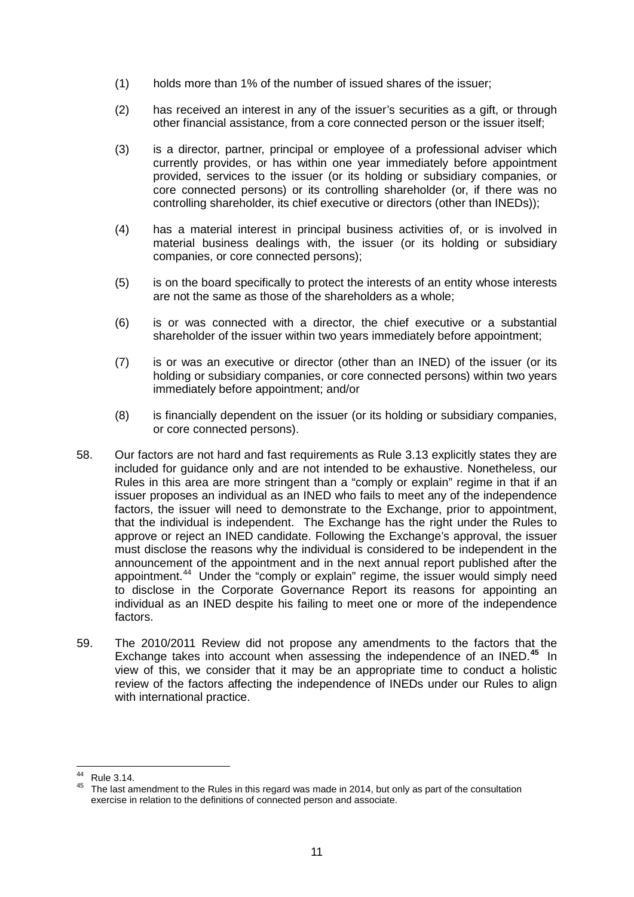(1) holds more than 1% of the number of issued shares of the issuer;

(2) has received an interest in any of the issuer's securities as a gift, or through other financial assistance, from a core connected person or the issuer itself;

(3) is a director, partner, principal or employee of a professional adviser which currently provides, or has within one year immediately before appointment provided, services to the issuer (or its holding or subsidiary companies, or core connected persons) or its controlling shareholder (or, if there was no controlling shareholder, its chief executive or directors (other than INEDs));

(4) has a material interest in principal business activities of, or is involved in material business dealings with, the issuer (or its holding or subsidiary companies, or core connected persons);

(5) is on the board specifically to protect the interests of an entity whose interests are not the same as those of the shareholders as a whole;

(6) is or was connected with a director, the chief executive or a substantial shareholder of the issuer within two years immediately before appointment;

(7) is or was an executive or director (other than an INED) of the issuer (or its holding or subsidiary companies, or core connected persons) within two years immediately before appointment; and/or

(8) is financially dependent on the issuer (or its holding or subsidiary companies, or core connected persons).

58. Our factors are not hard and fast requirements as Rule 3.13 explicitly states they are included for guidance only and are not intended to be exhaustive. Nonetheless, our Rules in this area are more stringent than a "comply or explain" regime in that if an issuer proposes an individual as an INED who fails to meet any of the independence factors, the issuer will need to demonstrate to the Exchange, prior to appointment, that the individual is independent. The Exchange has the right under the Rules to approve or reject an INED candidate. Following the Exchange's approval, the issuer must disclose the reasons why the individual is considered to be independent in the announcement of the appointment and in the next annual report published after the appointment.[44] Under the "comply or explain" regime, the issuer would simply need to disclose in the Corporate Governance Report its reasons for appointing an individual as an INED despite his failing to meet one or more of the independence factors.

59. The 2010/2011 Review did not propose any amendments to the factors that the Exchange takes into account when assessing the independence of an INED.[45] In view of this, we consider that it may be an appropriate time to conduct a holistic review of the factors affecting the independence of INEDs under our Rules to align with international practice.

---

[44] Rule 3.14.

[45] The last amendment to the Rules in this regard was made in 2014, but only as part of the consultation exercise in relation to the definitions of connected person and associate.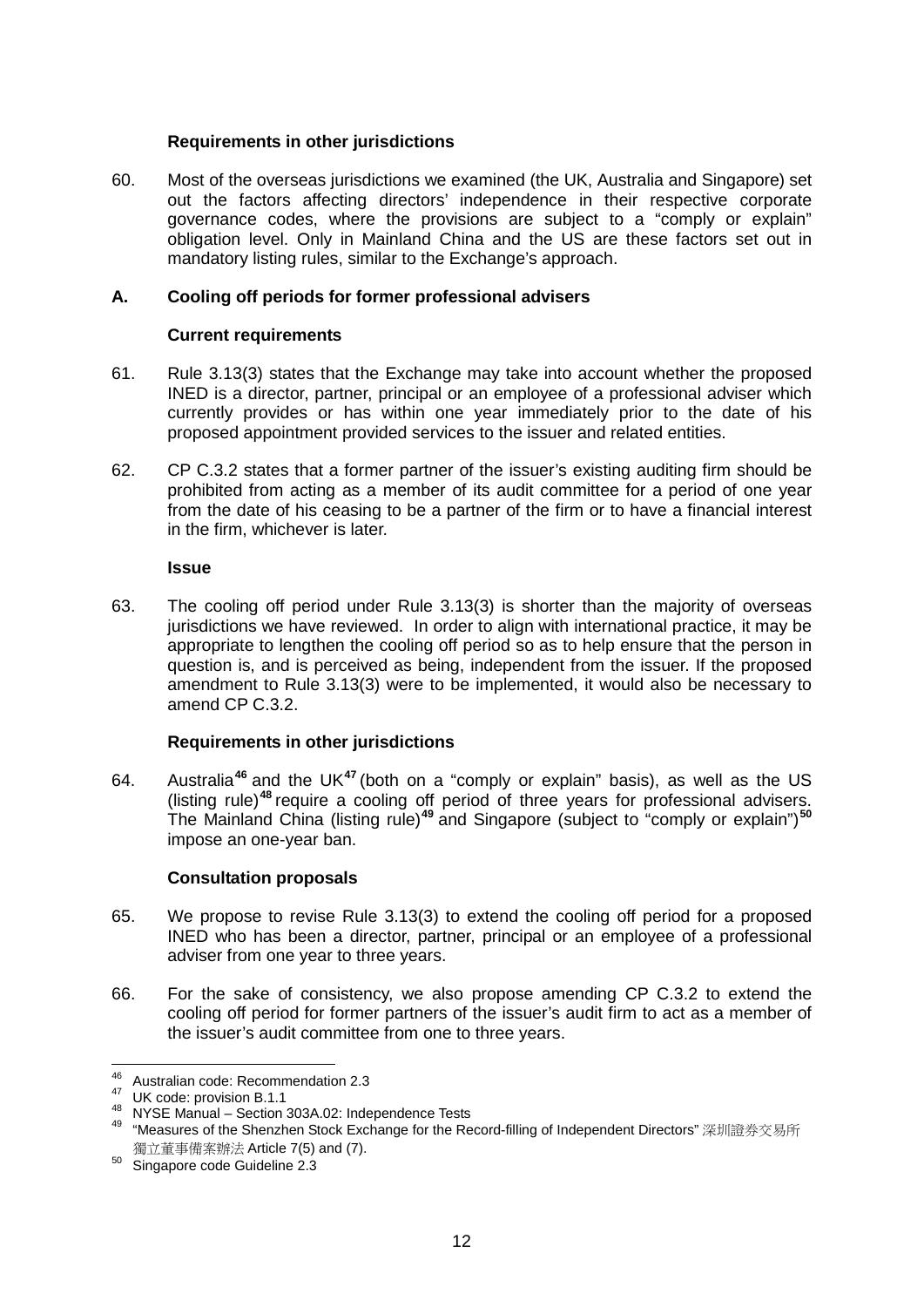**Requirements in other jurisdictions**

60. Most of the overseas jurisdictions we examined (the UK, Australia and Singapore) set out the factors affecting directors' independence in their respective corporate governance codes, where the provisions are subject to a "comply or explain" obligation level. Only in Mainland China and the US are these factors set out in mandatory listing rules, similar to the Exchange's approach.

## A. Cooling off periods for former professional advisers

**Current requirements**

61. Rule 3.13(3) states that the Exchange may take into account whether the proposed INED is a director, partner, principal or an employee of a professional adviser which currently provides or has within one year immediately prior to the date of his proposed appointment provided services to the issuer and related entities.

62. CP C.3.2 states that a former partner of the issuer's existing auditing firm should be prohibited from acting as a member of its audit committee for a period of one year from the date of his ceasing to be a partner of the firm or to have a financial interest in the firm, whichever is later.

**Issue**

63. The cooling off period under Rule 3.13(3) is shorter than the majority of overseas jurisdictions we have reviewed. In order to align with international practice, it may be appropriate to lengthen the cooling off period so as to help ensure that the person in question is, and is perceived as being, independent from the issuer. If the proposed amendment to Rule 3.13(3) were to be implemented, it would also be necessary to amend CP C.3.2.

**Requirements in other jurisdictions**

64. Australia[46] and the UK[47] (both on a "comply or explain" basis), as well as the US (listing rule)[48] require a cooling off period of three years for professional advisers. The Mainland China (listing rule)[49] and Singapore (subject to "comply or explain")[50] impose an one-year ban.

**Consultation proposals**

65. We propose to revise Rule 3.13(3) to extend the cooling off period for a proposed INED who has been a director, partner, principal or an employee of a professional adviser from one year to three years.

66. For the sake of consistency, we also propose amending CP C.3.2 to extend the cooling off period for former partners of the issuer's audit firm to act as a member of the issuer's audit committee from one to three years.

---

[46] Australian code: Recommendation 2.3

[47] UK code: provision B.1.1

[48] NYSE Manual – Section 303A.02: Independence Tests

[49] "Measures of the Shenzhen Stock Exchange for the Record-filling of Independent Directors" 深圳證券交易所獨立董事備案辦法 Article 7(5) and (7).

[50] Singapore code Guideline 2.3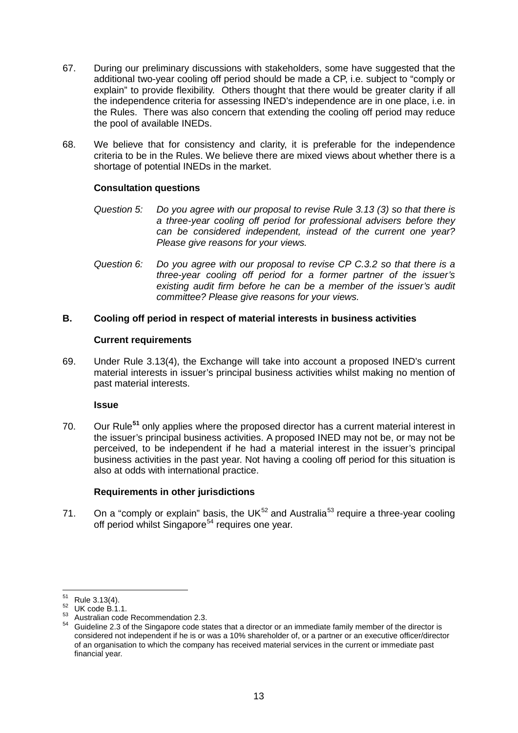67. During our preliminary discussions with stakeholders, some have suggested that the additional two-year cooling off period should be made a CP, i.e. subject to "comply or explain" to provide flexibility. Others thought that there would be greater clarity if all the independence criteria for assessing INED's independence are in one place, i.e. in the Rules. There was also concern that extending the cooling off period may reduce the pool of available INEDs.

68. We believe that for consistency and clarity, it is preferable for the independence criteria to be in the Rules. We believe there are mixed views about whether there is a shortage of potential INEDs in the market.

**Consultation questions**

*Question 5: Do you agree with our proposal to revise Rule 3.13 (3) so that there is a three-year cooling off period for professional advisers before they can be considered independent, instead of the current one year? Please give reasons for your views.*

*Question 6: Do you agree with our proposal to revise CP C.3.2 so that there is a three-year cooling off period for a former partner of the issuer's existing audit firm before he can be a member of the issuer's audit committee? Please give reasons for your views.*

## B. Cooling off period in respect of material interests in business activities

**Current requirements**

69. Under Rule 3.13(4), the Exchange will take into account a proposed INED's current material interests in issuer's principal business activities whilst making no mention of past material interests.

**Issue**

70. Our Rule[51] only applies where the proposed director has a current material interest in the issuer's principal business activities. A proposed INED may not be, or may not be perceived, to be independent if he had a material interest in the issuer's principal business activities in the past year. Not having a cooling off period for this situation is also at odds with international practice.

**Requirements in other jurisdictions**

71. On a "comply or explain" basis, the UK[52] and Australia[53] require a three-year cooling off period whilst Singapore[54] requires one year.

---

[51] Rule 3.13(4).

[52] UK code B.1.1.

[53] Australian code Recommendation 2.3.

[54] Guideline 2.3 of the Singapore code states that a director or an immediate family member of the director is considered not independent if he is or was a 10% shareholder of, or a partner or an executive officer/director of an organisation to which the company has received material services in the current or immediate past financial year.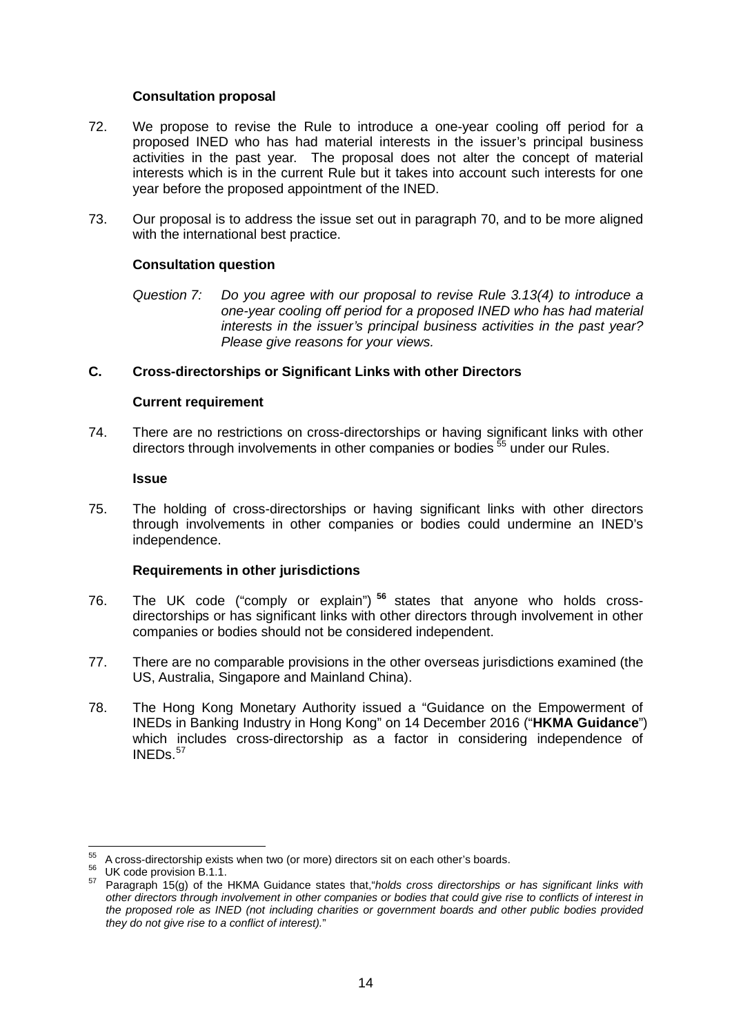**Consultation proposal**

72. We propose to revise the Rule to introduce a one-year cooling off period for a proposed INED who has had material interests in the issuer's principal business activities in the past year. The proposal does not alter the concept of material interests which is in the current Rule but it takes into account such interests for one year before the proposed appointment of the INED.

73. Our proposal is to address the issue set out in paragraph 70, and to be more aligned with the international best practice.

**Consultation question**

*Question 7: Do you agree with our proposal to revise Rule 3.13(4) to introduce a one-year cooling off period for a proposed INED who has had material interests in the issuer's principal business activities in the past year? Please give reasons for your views.*

## C. Cross-directorships or Significant Links with other Directors

**Current requirement**

74. There are no restrictions on cross-directorships or having significant links with other directors through involvements in other companies or bodies [55] under our Rules.

**Issue**

75. The holding of cross-directorships or having significant links with other directors through involvements in other companies or bodies could undermine an INED's independence.

**Requirements in other jurisdictions**

76. The UK code ("comply or explain") [56] states that anyone who holds cross-directorships or has significant links with other directors through involvement in other companies or bodies should not be considered independent.

77. There are no comparable provisions in the other overseas jurisdictions examined (the US, Australia, Singapore and Mainland China).

78. The Hong Kong Monetary Authority issued a "Guidance on the Empowerment of INEDs in Banking Industry in Hong Kong" on 14 December 2016 ("**HKMA Guidance**") which includes cross-directorship as a factor in considering independence of INEDs.[57]

---

[55] A cross-directorship exists when two (or more) directors sit on each other's boards.

[56] UK code provision B.1.1.

[57] Paragraph 15(g) of the HKMA Guidance states that,"*holds cross directorships or has significant links with other directors through involvement in other companies or bodies that could give rise to conflicts of interest in the proposed role as INED (not including charities or government boards and other public bodies provided they do not give rise to a conflict of interest).*"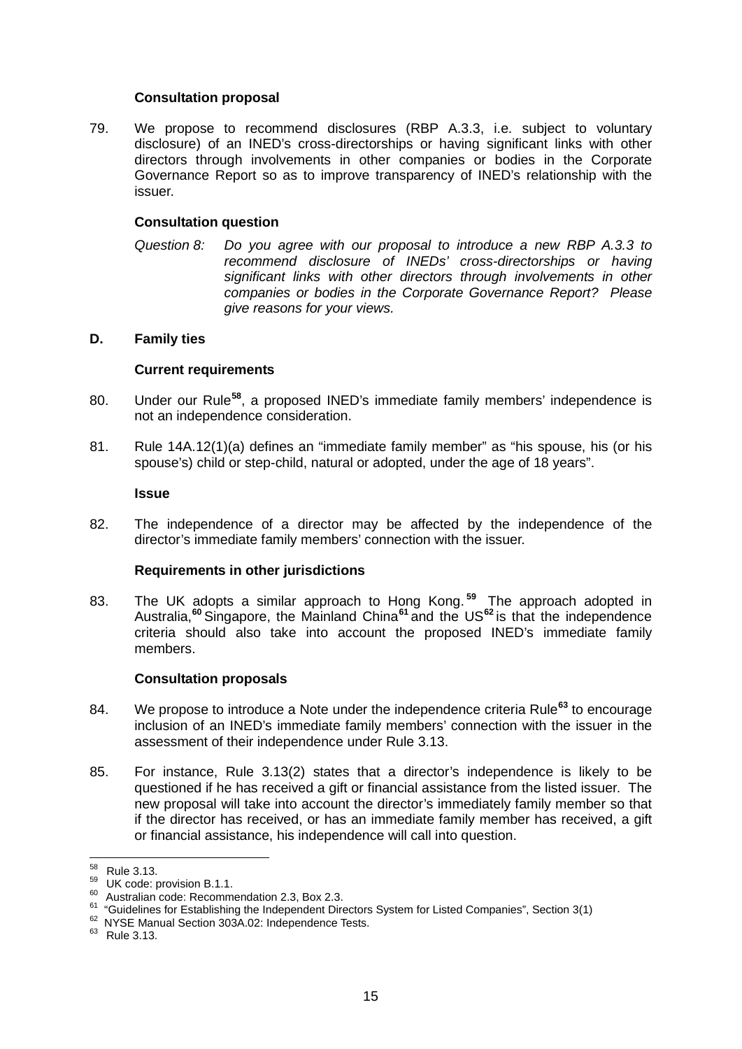**Consultation proposal**

79. We propose to recommend disclosures (RBP A.3.3, i.e. subject to voluntary disclosure) of an INED's cross-directorships or having significant links with other directors through involvements in other companies or bodies in the Corporate Governance Report so as to improve transparency of INED's relationship with the issuer.

**Consultation question**

*Question 8: Do you agree with our proposal to introduce a new RBP A.3.3 to recommend disclosure of INEDs' cross-directorships or having significant links with other directors through involvements in other companies or bodies in the Corporate Governance Report? Please give reasons for your views.*

**D. Family ties**

**Current requirements**

80. Under our Rule[58], a proposed INED's immediate family members' independence is not an independence consideration.

81. Rule 14A.12(1)(a) defines an "immediate family member" as "his spouse, his (or his spouse's) child or step-child, natural or adopted, under the age of 18 years".

**Issue**

82. The independence of a director may be affected by the independence of the director's immediate family members' connection with the issuer.

**Requirements in other jurisdictions**

83. The UK adopts a similar approach to Hong Kong.[59] The approach adopted in Australia,[60] Singapore, the Mainland China[61] and the US[62] is that the independence criteria should also take into account the proposed INED's immediate family members.

**Consultation proposals**

84. We propose to introduce a Note under the independence criteria Rule[63] to encourage inclusion of an INED's immediate family members' connection with the issuer in the assessment of their independence under Rule 3.13.

85. For instance, Rule 3.13(2) states that a director's independence is likely to be questioned if he has received a gift or financial assistance from the listed issuer. The new proposal will take into account the director's immediately family member so that if the director has received, or has an immediate family member has received, a gift or financial assistance, his independence will call into question.

---

[58] Rule 3.13.
[59] UK code: provision B.1.1.
[60] Australian code: Recommendation 2.3, Box 2.3.
[61] "Guidelines for Establishing the Independent Directors System for Listed Companies", Section 3(1)
[62] NYSE Manual Section 303A.02: Independence Tests.
[63] Rule 3.13.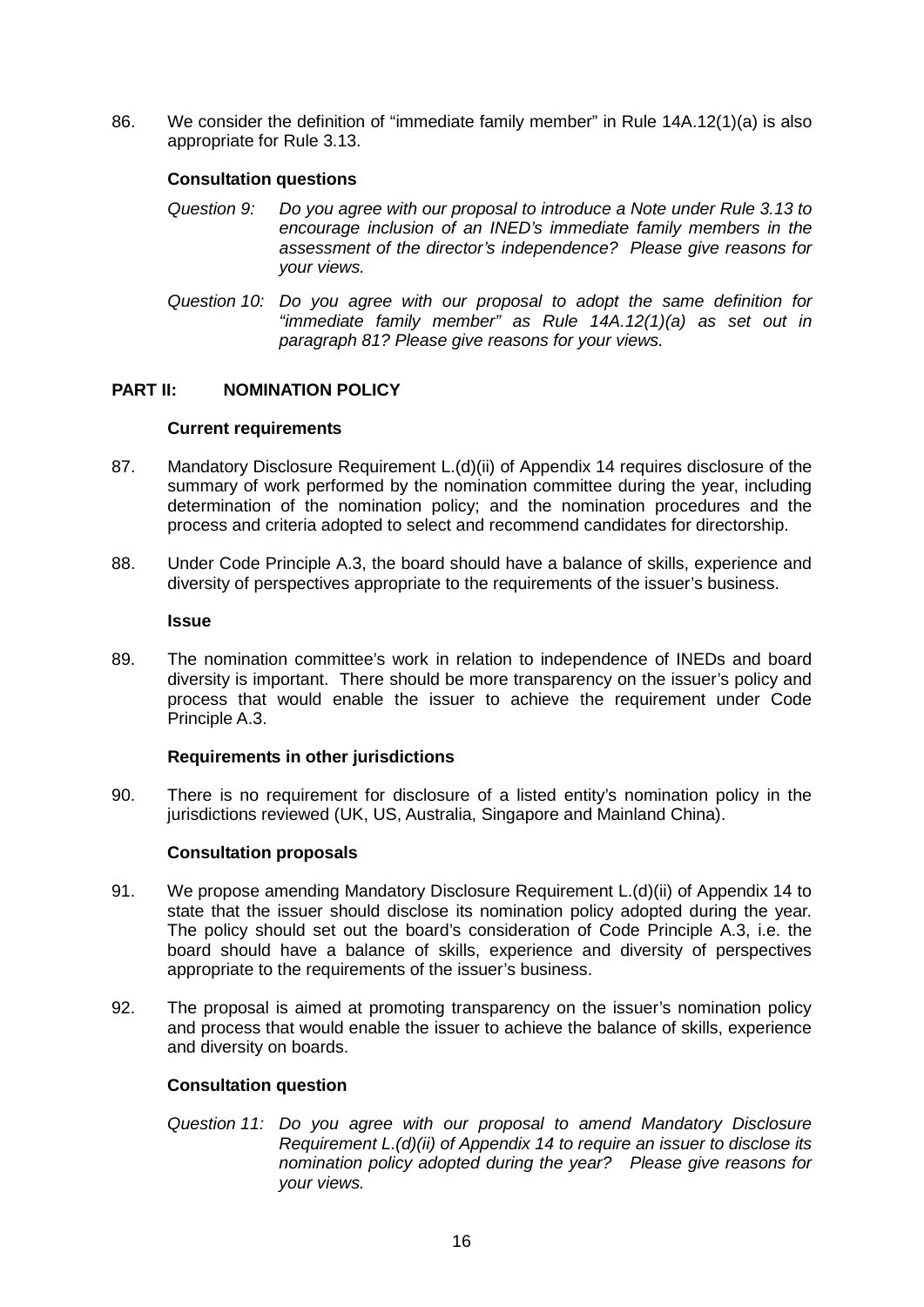86. We consider the definition of "immediate family member" in Rule 14A.12(1)(a) is also appropriate for Rule 3.13.

**Consultation questions**

*Question 9: Do you agree with our proposal to introduce a Note under Rule 3.13 to encourage inclusion of an INED's immediate family members in the assessment of the director's independence? Please give reasons for your views.*

*Question 10: Do you agree with our proposal to adopt the same definition for "immediate family member" as Rule 14A.12(1)(a) as set out in paragraph 81? Please give reasons for your views.*

## PART II: NOMINATION POLICY

**Current requirements**

87. Mandatory Disclosure Requirement L.(d)(ii) of Appendix 14 requires disclosure of the summary of work performed by the nomination committee during the year, including determination of the nomination policy; and the nomination procedures and the process and criteria adopted to select and recommend candidates for directorship.

88. Under Code Principle A.3, the board should have a balance of skills, experience and diversity of perspectives appropriate to the requirements of the issuer's business.

**Issue**

89. The nomination committee's work in relation to independence of INEDs and board diversity is important. There should be more transparency on the issuer's policy and process that would enable the issuer to achieve the requirement under Code Principle A.3.

**Requirements in other jurisdictions**

90. There is no requirement for disclosure of a listed entity's nomination policy in the jurisdictions reviewed (UK, US, Australia, Singapore and Mainland China).

**Consultation proposals**

91. We propose amending Mandatory Disclosure Requirement L.(d)(ii) of Appendix 14 to state that the issuer should disclose its nomination policy adopted during the year. The policy should set out the board's consideration of Code Principle A.3, i.e. the board should have a balance of skills, experience and diversity of perspectives appropriate to the requirements of the issuer's business.

92. The proposal is aimed at promoting transparency on the issuer's nomination policy and process that would enable the issuer to achieve the balance of skills, experience and diversity on boards.

**Consultation question**

*Question 11: Do you agree with our proposal to amend Mandatory Disclosure Requirement L.(d)(ii) of Appendix 14 to require an issuer to disclose its nomination policy adopted during the year? Please give reasons for your views.*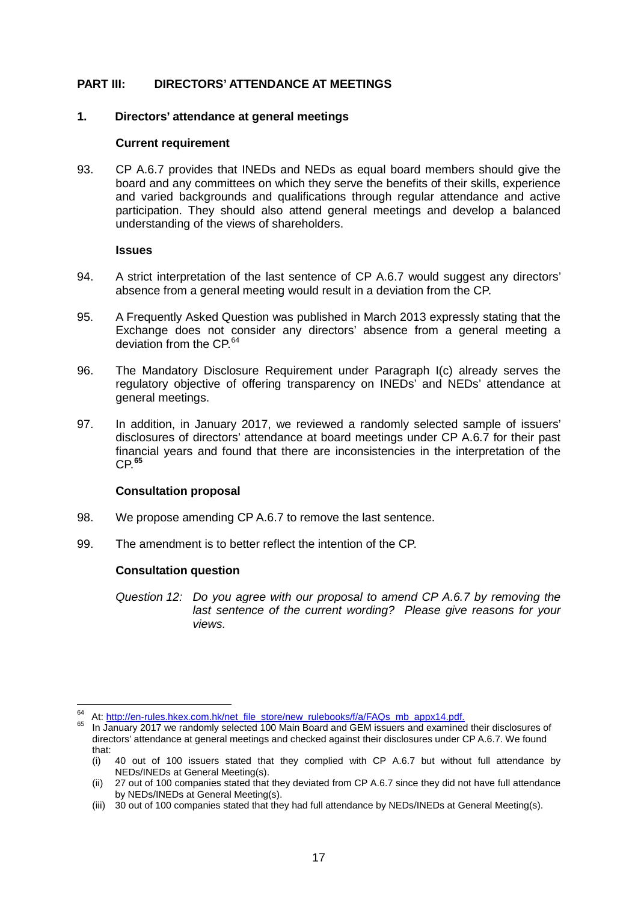## PART III: DIRECTORS' ATTENDANCE AT MEETINGS

### 1. Directors' attendance at general meetings

**Current requirement**

93. CP A.6.7 provides that INEDs and NEDs as equal board members should give the board and any committees on which they serve the benefits of their skills, experience and varied backgrounds and qualifications through regular attendance and active participation. They should also attend general meetings and develop a balanced understanding of the views of shareholders.

**Issues**

94. A strict interpretation of the last sentence of CP A.6.7 would suggest any directors' absence from a general meeting would result in a deviation from the CP.

95. A Frequently Asked Question was published in March 2013 expressly stating that the Exchange does not consider any directors' absence from a general meeting a deviation from the CP.[64]

96. The Mandatory Disclosure Requirement under Paragraph I(c) already serves the regulatory objective of offering transparency on INEDs' and NEDs' attendance at general meetings.

97. In addition, in January 2017, we reviewed a randomly selected sample of issuers' disclosures of directors' attendance at board meetings under CP A.6.7 for their past financial years and found that there are inconsistencies in the interpretation of the CP.[65]

**Consultation proposal**

98. We propose amending CP A.6.7 to remove the last sentence.

99. The amendment is to better reflect the intention of the CP.

**Consultation question**

*Question 12: Do you agree with our proposal to amend CP A.6.7 by removing the last sentence of the current wording? Please give reasons for your views.*

---

[64] At: http://en-rules.hkex.com.hk/net_file_store/new_rulebooks/f/a/FAQs_mb_appx14.pdf.

[65] In January 2017 we randomly selected 100 Main Board and GEM issuers and examined their disclosures of directors' attendance at general meetings and checked against their disclosures under CP A.6.7. We found that:

(i) 40 out of 100 issuers stated that they complied with CP A.6.7 but without full attendance by NEDs/INEDs at General Meeting(s).

(ii) 27 out of 100 companies stated that they deviated from CP A.6.7 since they did not have full attendance by NEDs/INEDs at General Meeting(s).

(iii) 30 out of 100 companies stated that they had full attendance by NEDs/INEDs at General Meeting(s).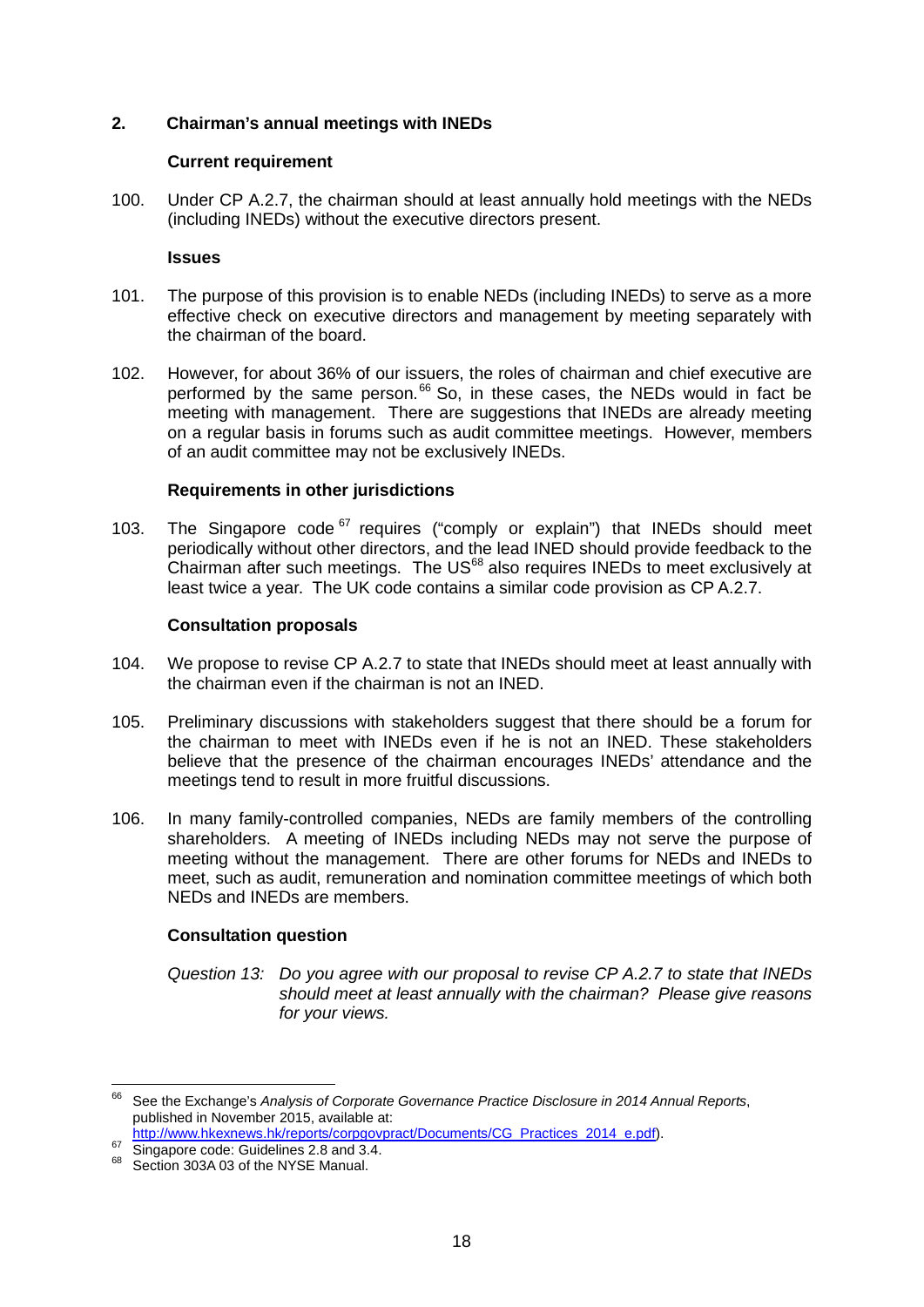## 2. Chairman's annual meetings with INEDs

### Current requirement

100. Under CP A.2.7, the chairman should at least annually hold meetings with the NEDs (including INEDs) without the executive directors present.

### Issues

101. The purpose of this provision is to enable NEDs (including INEDs) to serve as a more effective check on executive directors and management by meeting separately with the chairman of the board.

102. However, for about 36% of our issuers, the roles of chairman and chief executive are performed by the same person.[66] So, in these cases, the NEDs would in fact be meeting with management. There are suggestions that INEDs are already meeting on a regular basis in forums such as audit committee meetings. However, members of an audit committee may not be exclusively INEDs.

### Requirements in other jurisdictions

103. The Singapore code[67] requires ("comply or explain") that INEDs should meet periodically without other directors, and the lead INED should provide feedback to the Chairman after such meetings. The US[68] also requires INEDs to meet exclusively at least twice a year. The UK code contains a similar code provision as CP A.2.7.

### Consultation proposals

104. We propose to revise CP A.2.7 to state that INEDs should meet at least annually with the chairman even if the chairman is not an INED.

105. Preliminary discussions with stakeholders suggest that there should be a forum for the chairman to meet with INEDs even if he is not an INED. These stakeholders believe that the presence of the chairman encourages INEDs' attendance and the meetings tend to result in more fruitful discussions.

106. In many family-controlled companies, NEDs are family members of the controlling shareholders. A meeting of INEDs including NEDs may not serve the purpose of meeting without the management. There are other forums for NEDs and INEDs to meet, such as audit, remuneration and nomination committee meetings of which both NEDs and INEDs are members.

### Consultation question

*Question 13: Do you agree with our proposal to revise CP A.2.7 to state that INEDs should meet at least annually with the chairman? Please give reasons for your views.*

---

[66] See the Exchange's *Analysis of Corporate Governance Practice Disclosure in 2014 Annual Reports*, published in November 2015, available at: http://www.hkexnews.hk/reports/corpgovpract/Documents/CG_Practices_2014_e.pdf).

[67] Singapore code: Guidelines 2.8 and 3.4.

[68] Section 303A 03 of the NYSE Manual.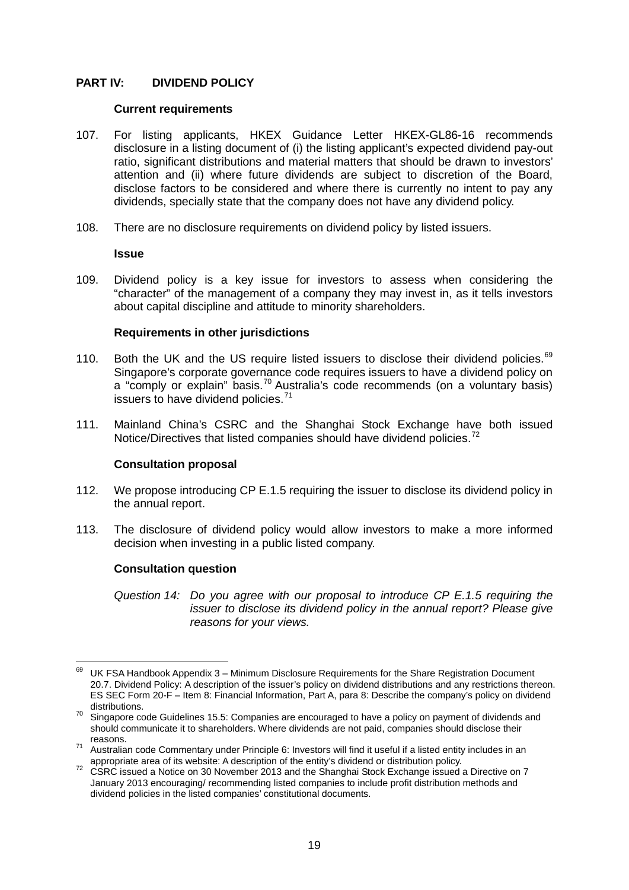## PART IV: DIVIDEND POLICY

### Current requirements

107. For listing applicants, HKEX Guidance Letter HKEX-GL86-16 recommends disclosure in a listing document of (i) the listing applicant's expected dividend pay-out ratio, significant distributions and material matters that should be drawn to investors' attention and (ii) where future dividends are subject to discretion of the Board, disclose factors to be considered and where there is currently no intent to pay any dividends, specially state that the company does not have any dividend policy.

108. There are no disclosure requirements on dividend policy by listed issuers.

### Issue

109. Dividend policy is a key issue for investors to assess when considering the "character" of the management of a company they may invest in, as it tells investors about capital discipline and attitude to minority shareholders.

### Requirements in other jurisdictions

110. Both the UK and the US require listed issuers to disclose their dividend policies.[69] Singapore's corporate governance code requires issuers to have a dividend policy on a "comply or explain" basis.[70] Australia's code recommends (on a voluntary basis) issuers to have dividend policies.[71]

111. Mainland China's CSRC and the Shanghai Stock Exchange have both issued Notice/Directives that listed companies should have dividend policies.[72]

### Consultation proposal

112. We propose introducing CP E.1.5 requiring the issuer to disclose its dividend policy in the annual report.

113. The disclosure of dividend policy would allow investors to make a more informed decision when investing in a public listed company.

### Consultation question

*Question 14: Do you agree with our proposal to introduce CP E.1.5 requiring the issuer to disclose its dividend policy in the annual report? Please give reasons for your views.*

---

[69] UK FSA Handbook Appendix 3 – Minimum Disclosure Requirements for the Share Registration Document 20.7. Dividend Policy: A description of the issuer's policy on dividend distributions and any restrictions thereon. ES SEC Form 20-F – Item 8: Financial Information, Part A, para 8: Describe the company's policy on dividend distributions.

[70] Singapore code Guidelines 15.5: Companies are encouraged to have a policy on payment of dividends and should communicate it to shareholders. Where dividends are not paid, companies should disclose their reasons.

[71] Australian code Commentary under Principle 6: Investors will find it useful if a listed entity includes in an appropriate area of its website: A description of the entity's dividend or distribution policy.

[72] CSRC issued a Notice on 30 November 2013 and the Shanghai Stock Exchange issued a Directive on 7 January 2013 encouraging/ recommending listed companies to include profit distribution methods and dividend policies in the listed companies' constitutional documents.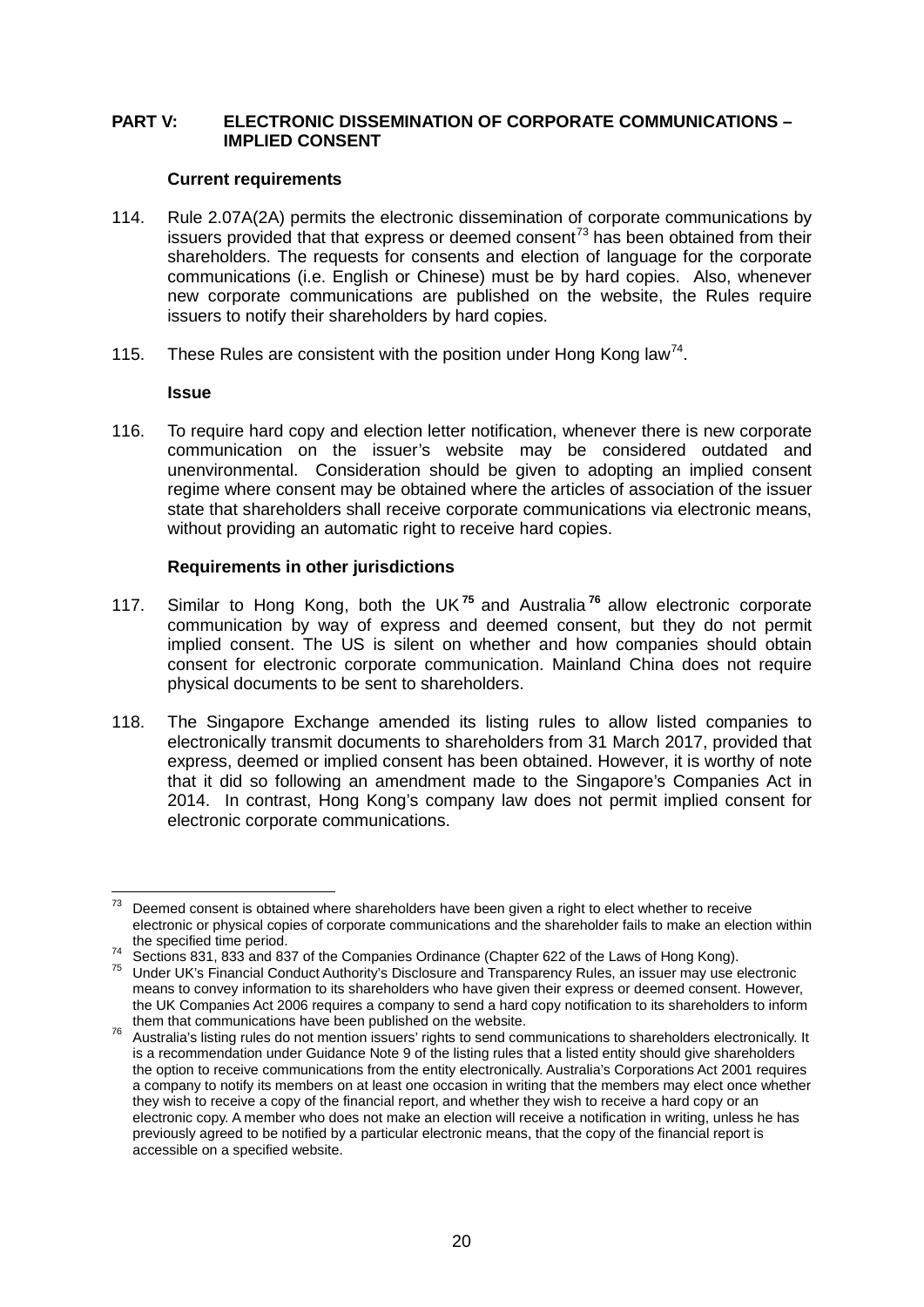## PART V: ELECTRONIC DISSEMINATION OF CORPORATE COMMUNICATIONS – IMPLIED CONSENT

### Current requirements

114. Rule 2.07A(2A) permits the electronic dissemination of corporate communications by issuers provided that that express or deemed consent[73] has been obtained from their shareholders. The requests for consents and election of language for the corporate communications (i.e. English or Chinese) must be by hard copies. Also, whenever new corporate communications are published on the website, the Rules require issuers to notify their shareholders by hard copies.

115. These Rules are consistent with the position under Hong Kong law[74].

### Issue

116. To require hard copy and election letter notification, whenever there is new corporate communication on the issuer's website may be considered outdated and unenvironmental. Consideration should be given to adopting an implied consent regime where consent may be obtained where the articles of association of the issuer state that shareholders shall receive corporate communications via electronic means, without providing an automatic right to receive hard copies.

### Requirements in other jurisdictions

117. Similar to Hong Kong, both the UK[75] and Australia[76] allow electronic corporate communication by way of express and deemed consent, but they do not permit implied consent. The US is silent on whether and how companies should obtain consent for electronic corporate communication. Mainland China does not require physical documents to be sent to shareholders.

118. The Singapore Exchange amended its listing rules to allow listed companies to electronically transmit documents to shareholders from 31 March 2017, provided that express, deemed or implied consent has been obtained. However, it is worthy of note that it did so following an amendment made to the Singapore's Companies Act in 2014. In contrast, Hong Kong's company law does not permit implied consent for electronic corporate communications.

---

[73] Deemed consent is obtained where shareholders have been given a right to elect whether to receive electronic or physical copies of corporate communications and the shareholder fails to make an election within the specified time period.

[74] Sections 831, 833 and 837 of the Companies Ordinance (Chapter 622 of the Laws of Hong Kong).

[75] Under UK's Financial Conduct Authority's Disclosure and Transparency Rules, an issuer may use electronic means to convey information to its shareholders who have given their express or deemed consent. However, the UK Companies Act 2006 requires a company to send a hard copy notification to its shareholders to inform them that communications have been published on the website.

[76] Australia's listing rules do not mention issuers' rights to send communications to shareholders electronically. It is a recommendation under Guidance Note 9 of the listing rules that a listed entity should give shareholders the option to receive communications from the entity electronically. Australia's Corporations Act 2001 requires a company to notify its members on at least one occasion in writing that the members may elect once whether they wish to receive a copy of the financial report, and whether they wish to receive a hard copy or an electronic copy. A member who does not make an election will receive a notification in writing, unless he has previously agreed to be notified by a particular electronic means, that the copy of the financial report is accessible on a specified website.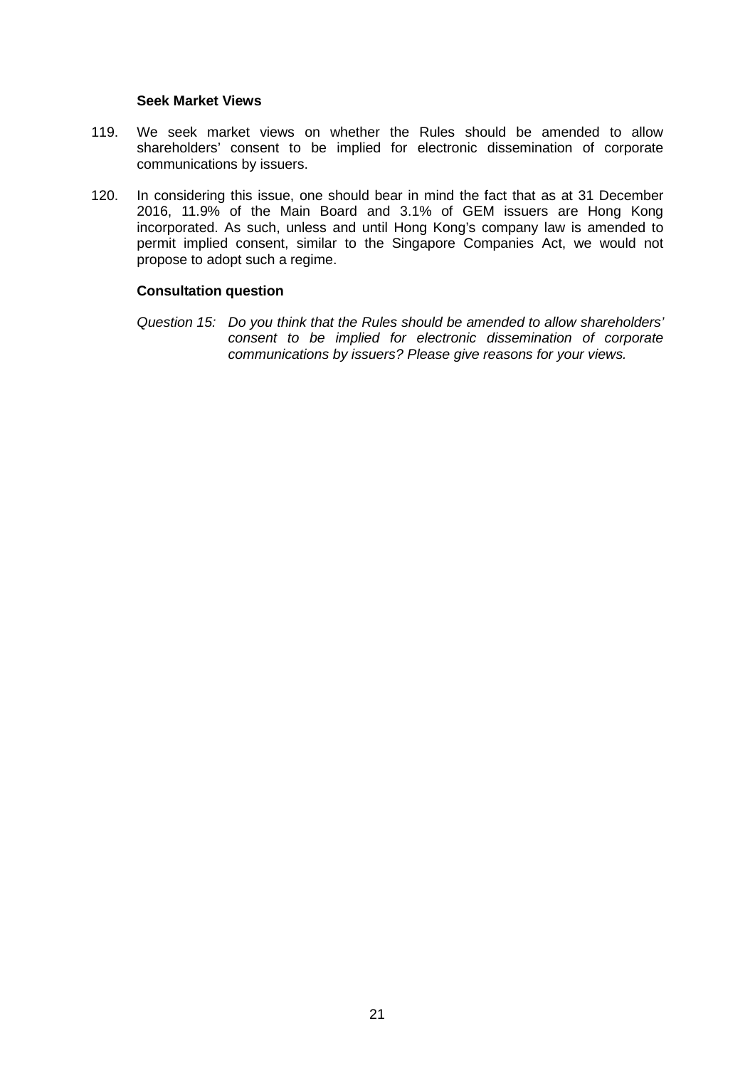**Seek Market Views**

119. We seek market views on whether the Rules should be amended to allow shareholders' consent to be implied for electronic dissemination of corporate communications by issuers.

120. In considering this issue, one should bear in mind the fact that as at 31 December 2016, 11.9% of the Main Board and 3.1% of GEM issuers are Hong Kong incorporated. As such, unless and until Hong Kong's company law is amended to permit implied consent, similar to the Singapore Companies Act, we would not propose to adopt such a regime.

**Consultation question**

*Question 15: Do you think that the Rules should be amended to allow shareholders' consent to be implied for electronic dissemination of corporate communications by issuers? Please give reasons for your views.*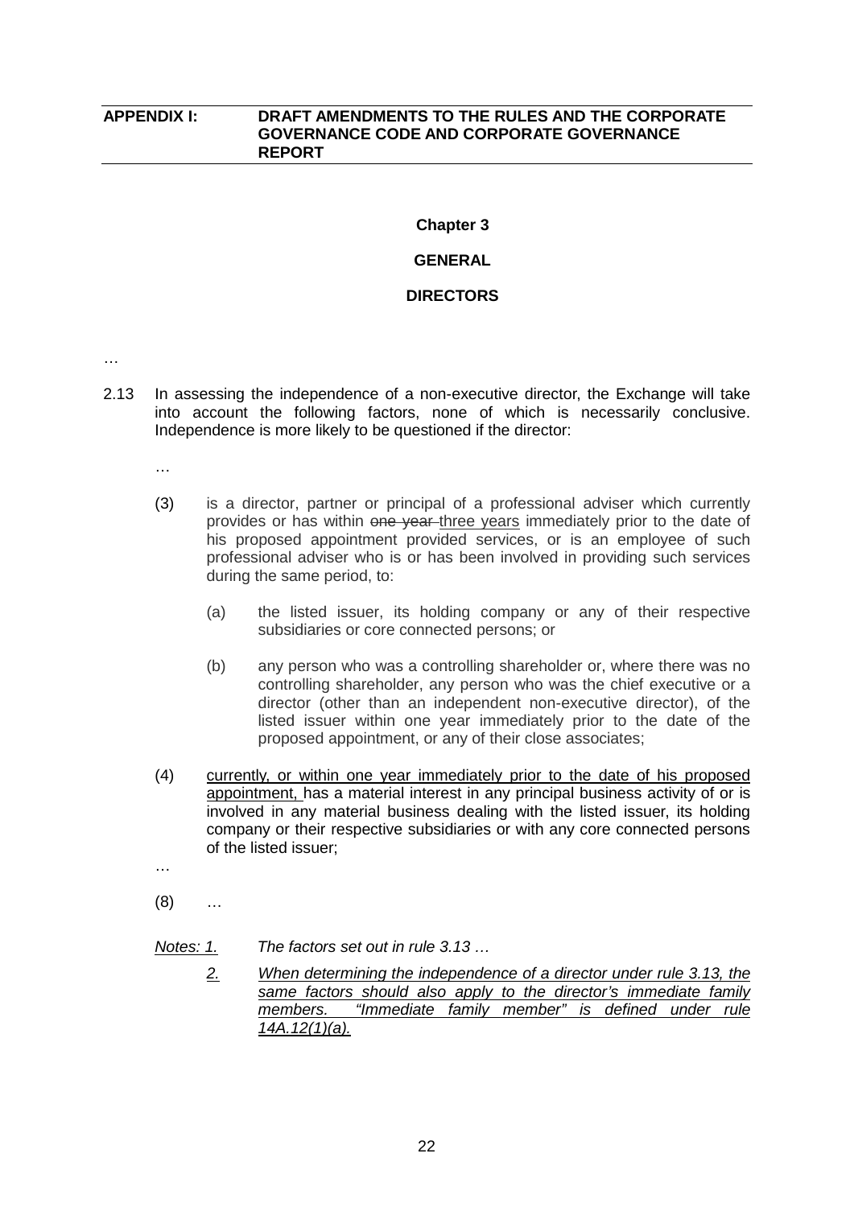**APPENDIX I: DRAFT AMENDMENTS TO THE RULES AND THE CORPORATE GOVERNANCE CODE AND CORPORATE GOVERNANCE REPORT**

**Chapter 3**

**GENERAL**

**DIRECTORS**

…

2.13 In assessing the independence of a non-executive director, the Exchange will take into account the following factors, none of which is necessarily conclusive. Independence is more likely to be questioned if the director:

…

(3) is a director, partner or principal of a professional adviser which currently provides or has within ~~one year~~ <u>three years</u> immediately prior to the date of his proposed appointment provided services, or is an employee of such professional adviser who is or has been involved in providing such services during the same period, to:

(a) the listed issuer, its holding company or any of their respective subsidiaries or core connected persons; or

(b) any person who was a controlling shareholder or, where there was no controlling shareholder, any person who was the chief executive or a director (other than an independent non-executive director), of the listed issuer within one year immediately prior to the date of the proposed appointment, or any of their close associates;

(4) <u>currently, or within one year immediately prior to the date of his proposed appointment,</u> has a material interest in any principal business activity of or is involved in any material business dealing with the listed issuer, its holding company or their respective subsidiaries or with any core connected persons of the listed issuer;

…

(8) …

*<u>Notes: 1.</u>* *The factors set out in rule 3.13 …*

*<u>2.</u>* *<u>When determining the independence of a director under rule 3.13, the same factors should also apply to the director's immediate family members. "Immediate family member" is defined under rule 14A.12(1)(a).</u>*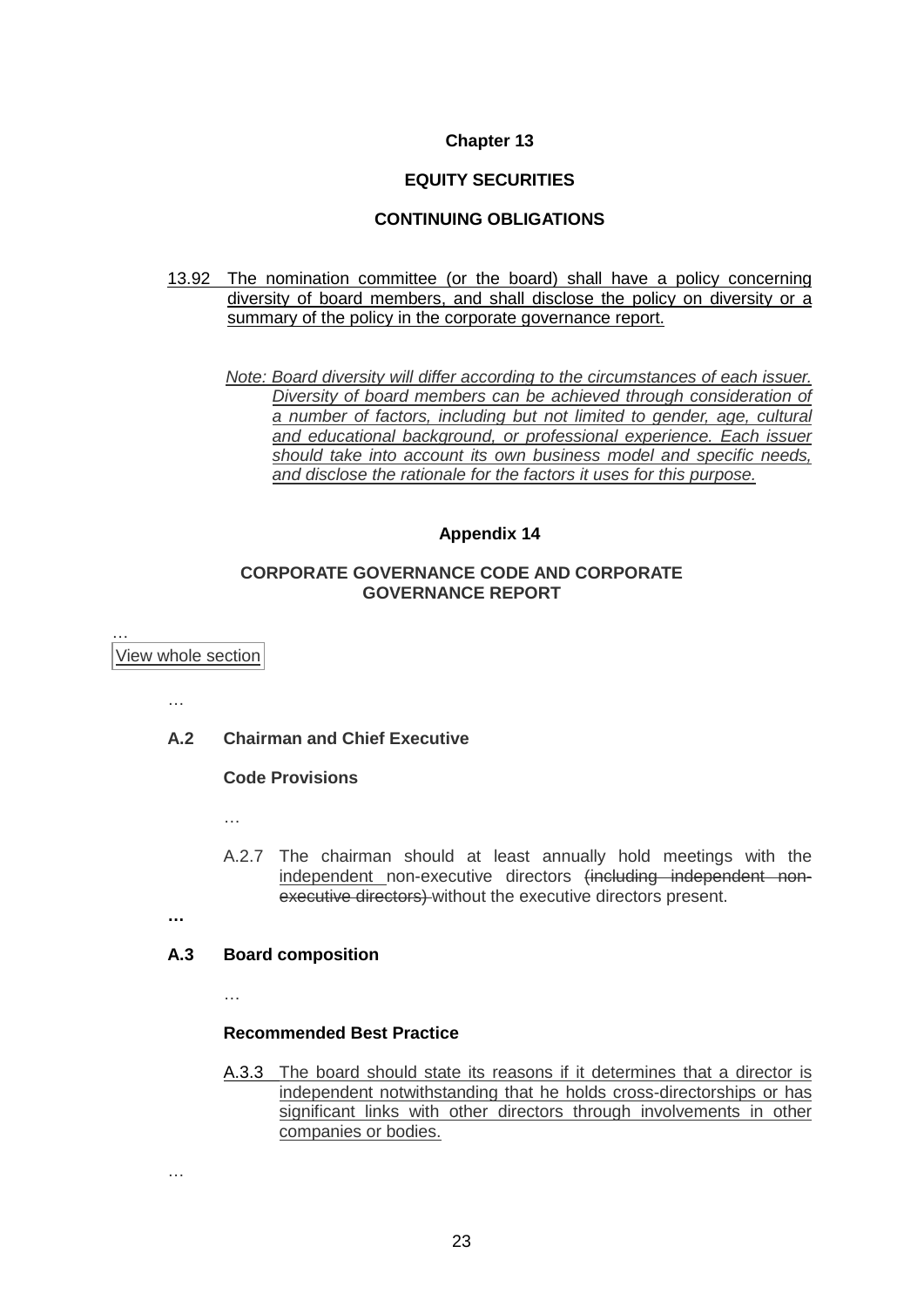**Chapter 13**

**EQUITY SECURITIES**

**CONTINUING OBLIGATIONS**

<u>13.92 The nomination committee (or the board) shall have a policy concerning diversity of board members, and shall disclose the policy on diversity or a summary of the policy in the corporate governance report.</u>

<u>*Note: Board diversity will differ according to the circumstances of each issuer. Diversity of board members can be achieved through consideration of a number of factors, including but not limited to gender, age, cultural and educational background, or professional experience. Each issuer should take into account its own business model and specific needs, and disclose the rationale for the factors it uses for this purpose.*</u>

**Appendix 14**

**CORPORATE GOVERNANCE CODE AND CORPORATE GOVERNANCE REPORT**

…

View whole section

…

**A.2 Chairman and Chief Executive**

**Code Provisions**

…

A.2.7 The chairman should at least annually hold meetings with the <u>independent</u> non-executive directors ~~(including independent non-executive directors)~~ without the executive directors present.

**…**

**A.3 Board composition**

…

**Recommended Best Practice**

<u>A.3.3 The board should state its reasons if it determines that a director is independent notwithstanding that he holds cross-directorships or has significant links with other directors through involvements in other companies or bodies.</u>

…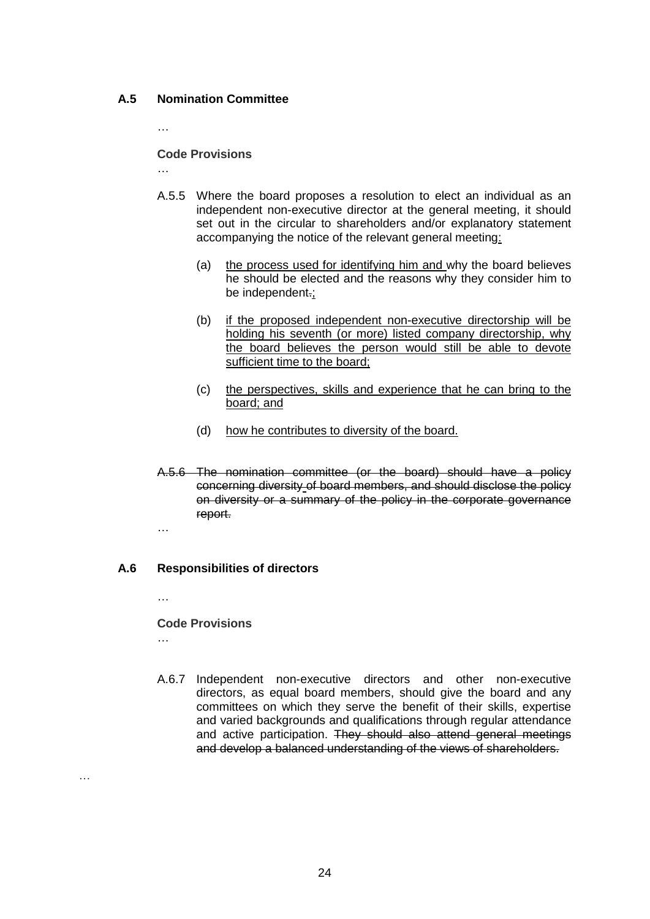**A.5 Nomination Committee**

…

**Code Provisions**

…

A.5.5 Where the board proposes a resolution to elect an individual as an independent non-executive director at the general meeting, it should set out in the circular to shareholders and/or explanatory statement accompanying the notice of the relevant general meeting<u>:</u>

(a) <u>the process used for identifying him and</u> why the board believes he should be elected and the reasons why they consider him to be independent~~.~~<u>;</u>

(b) <u>if the proposed independent non-executive directorship will be holding his seventh (or more) listed company directorship, why the board believes the person would still be able to devote sufficient time to the board;</u>

(c) <u>the perspectives, skills and experience that he can bring to the board; and</u>

(d) <u>how he contributes to diversity of the board.</u>

~~A.5.6 The nomination committee (or the board) should have a policy concerning diversity of board members, and should disclose the policy on diversity or a summary of the policy in the corporate governance report.~~

…

**A.6 Responsibilities of directors**

…

**Code Provisions**

…

A.6.7 Independent non-executive directors and other non-executive directors, as equal board members, should give the board and any committees on which they serve the benefit of their skills, expertise and varied backgrounds and qualifications through regular attendance and active participation. ~~They should also attend general meetings and develop a balanced understanding of the views of shareholders.~~

…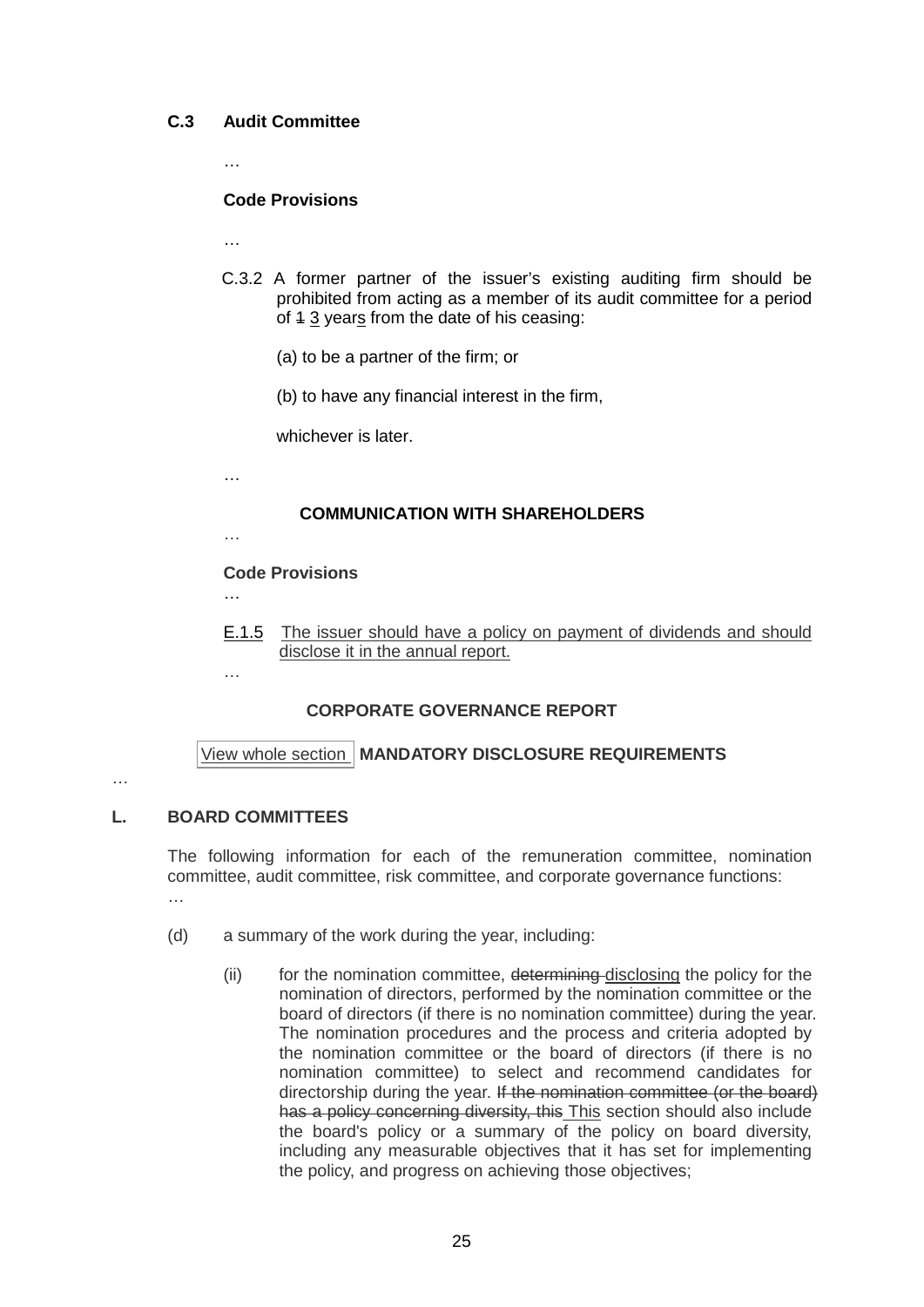**C.3 Audit Committee**

…

**Code Provisions**

…

C.3.2 A former partner of the issuer's existing auditing firm should be prohibited from acting as a member of its audit committee for a period of ~~1~~ 3 years from the date of his ceasing:

(a) to be a partner of the firm; or

(b) to have any financial interest in the firm,

whichever is later.

…

**COMMUNICATION WITH SHAREHOLDERS**

…

**Code Provisions**

…

E.1.5 The issuer should have a policy on payment of dividends and should disclose it in the annual report.

…

**CORPORATE GOVERNANCE REPORT**

View whole section **MANDATORY DISCLOSURE REQUIREMENTS**

…

**L. BOARD COMMITTEES**

The following information for each of the remuneration committee, nomination committee, audit committee, risk committee, and corporate governance functions:

…

(d) a summary of the work during the year, including:

(ii) for the nomination committee, ~~determining~~ disclosing the policy for the nomination of directors, performed by the nomination committee or the board of directors (if there is no nomination committee) during the year. The nomination procedures and the process and criteria adopted by the nomination committee or the board of directors (if there is no nomination committee) to select and recommend candidates for directorship during the year. ~~If the nomination committee (or the board) has a policy concerning diversity, this~~ This section should also include the board's policy or a summary of the policy on board diversity, including any measurable objectives that it has set for implementing the policy, and progress on achieving those objectives;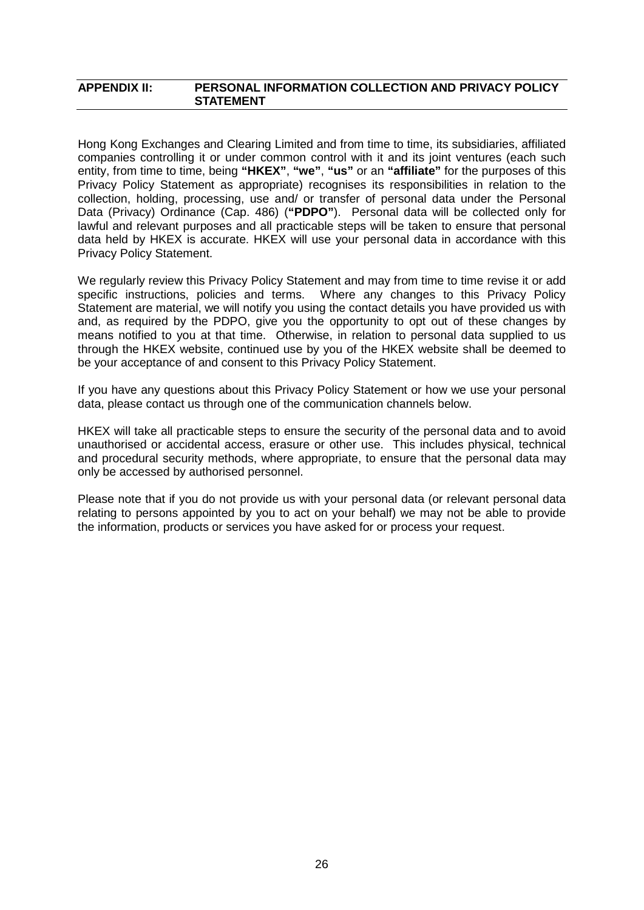## APPENDIX II: PERSONAL INFORMATION COLLECTION AND PRIVACY POLICY STATEMENT

Hong Kong Exchanges and Clearing Limited and from time to time, its subsidiaries, affiliated companies controlling it or under common control with it and its joint ventures (each such entity, from time to time, being **"HKEX"**, **"we"**, **"us"** or an **"affiliate"** for the purposes of this Privacy Policy Statement as appropriate) recognises its responsibilities in relation to the collection, holding, processing, use and/ or transfer of personal data under the Personal Data (Privacy) Ordinance (Cap. 486) (**"PDPO"**). Personal data will be collected only for lawful and relevant purposes and all practicable steps will be taken to ensure that personal data held by HKEX is accurate. HKEX will use your personal data in accordance with this Privacy Policy Statement.

We regularly review this Privacy Policy Statement and may from time to time revise it or add specific instructions, policies and terms. Where any changes to this Privacy Policy Statement are material, we will notify you using the contact details you have provided us with and, as required by the PDPO, give you the opportunity to opt out of these changes by means notified to you at that time. Otherwise, in relation to personal data supplied to us through the HKEX website, continued use by you of the HKEX website shall be deemed to be your acceptance of and consent to this Privacy Policy Statement.

If you have any questions about this Privacy Policy Statement or how we use your personal data, please contact us through one of the communication channels below.

HKEX will take all practicable steps to ensure the security of the personal data and to avoid unauthorised or accidental access, erasure or other use. This includes physical, technical and procedural security methods, where appropriate, to ensure that the personal data may only be accessed by authorised personnel.

Please note that if you do not provide us with your personal data (or relevant personal data relating to persons appointed by you to act on your behalf) we may not be able to provide the information, products or services you have asked for or process your request.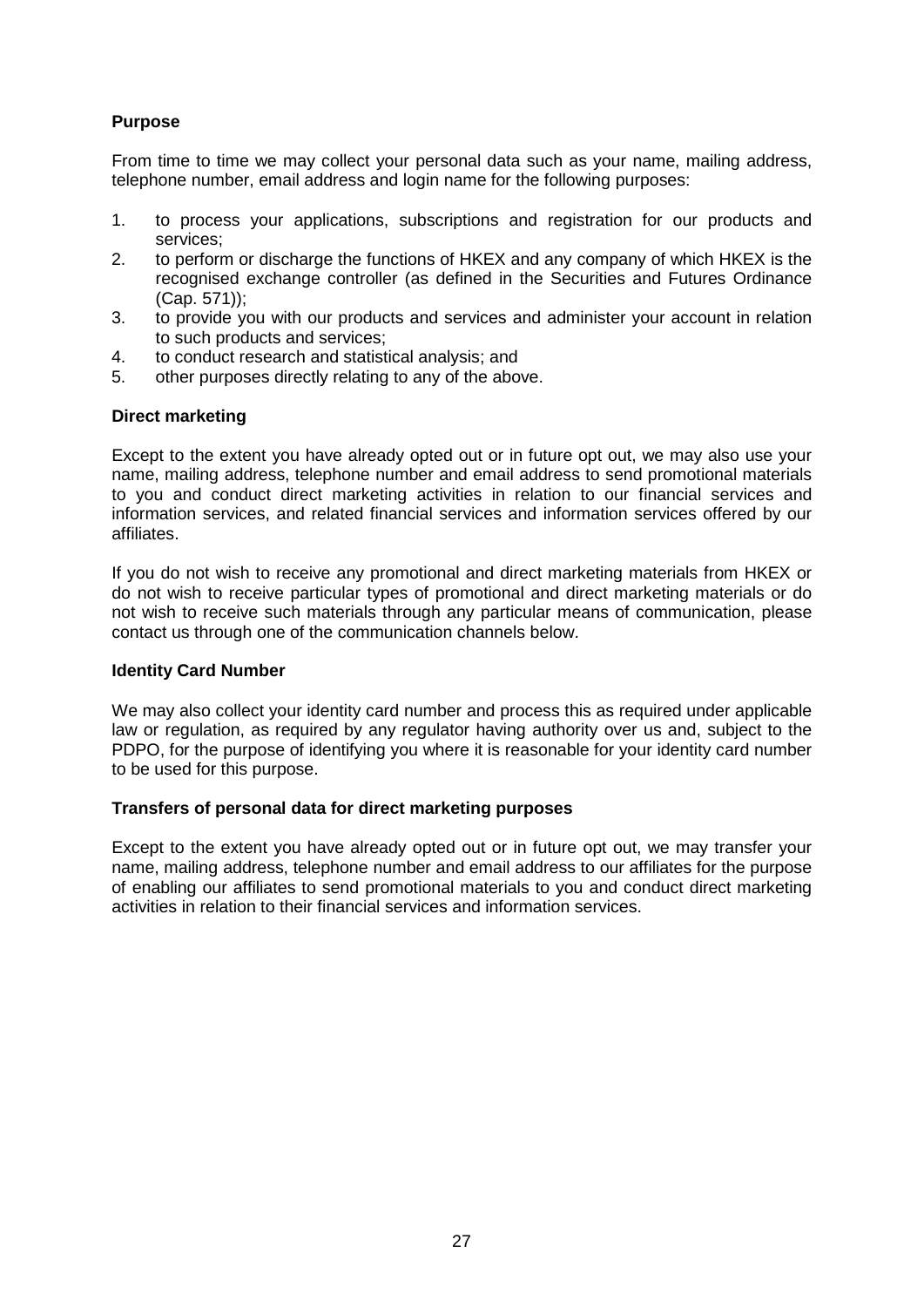**Purpose**

From time to time we may collect your personal data such as your name, mailing address, telephone number, email address and login name for the following purposes:

1. to process your applications, subscriptions and registration for our products and services;
2. to perform or discharge the functions of HKEX and any company of which HKEX is the recognised exchange controller (as defined in the Securities and Futures Ordinance (Cap. 571));
3. to provide you with our products and services and administer your account in relation to such products and services;
4. to conduct research and statistical analysis; and
5. other purposes directly relating to any of the above.

**Direct marketing**

Except to the extent you have already opted out or in future opt out, we may also use your name, mailing address, telephone number and email address to send promotional materials to you and conduct direct marketing activities in relation to our financial services and information services, and related financial services and information services offered by our affiliates.

If you do not wish to receive any promotional and direct marketing materials from HKEX or do not wish to receive particular types of promotional and direct marketing materials or do not wish to receive such materials through any particular means of communication, please contact us through one of the communication channels below.

**Identity Card Number**

We may also collect your identity card number and process this as required under applicable law or regulation, as required by any regulator having authority over us and, subject to the PDPO, for the purpose of identifying you where it is reasonable for your identity card number to be used for this purpose.

**Transfers of personal data for direct marketing purposes**

Except to the extent you have already opted out or in future opt out, we may transfer your name, mailing address, telephone number and email address to our affiliates for the purpose of enabling our affiliates to send promotional materials to you and conduct direct marketing activities in relation to their financial services and information services.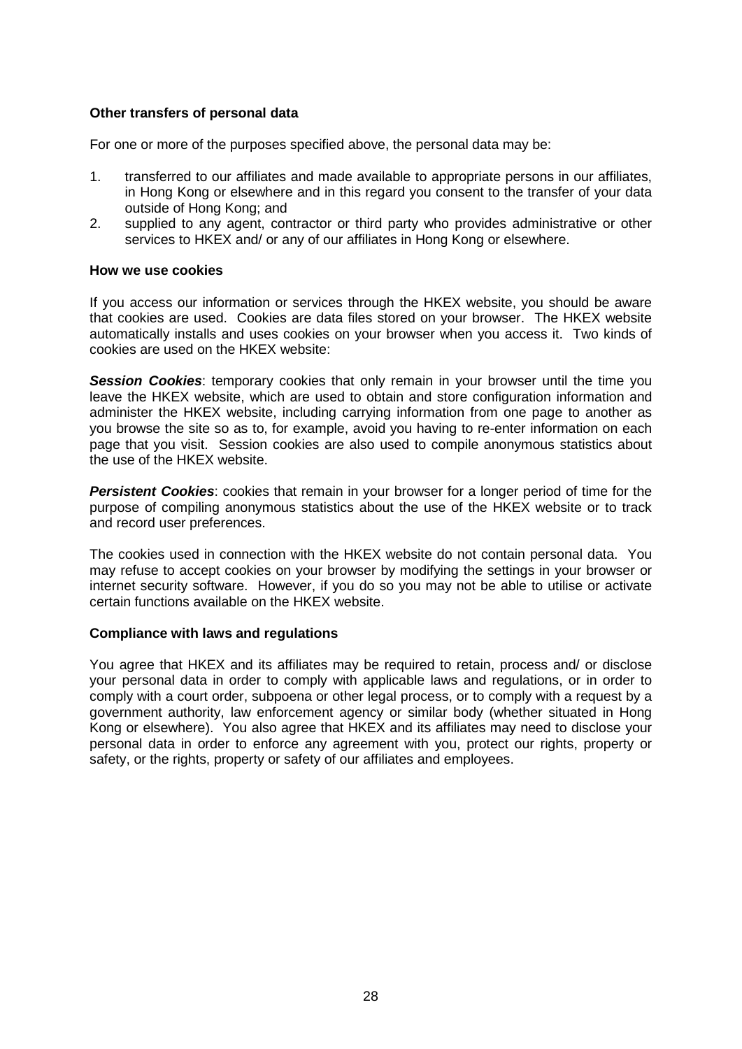**Other transfers of personal data**

For one or more of the purposes specified above, the personal data may be:

1. transferred to our affiliates and made available to appropriate persons in our affiliates, in Hong Kong or elsewhere and in this regard you consent to the transfer of your data outside of Hong Kong; and
2. supplied to any agent, contractor or third party who provides administrative or other services to HKEX and/ or any of our affiliates in Hong Kong or elsewhere.

**How we use cookies**

If you access our information or services through the HKEX website, you should be aware that cookies are used. Cookies are data files stored on your browser. The HKEX website automatically installs and uses cookies on your browser when you access it. Two kinds of cookies are used on the HKEX website:

***Session Cookies***: temporary cookies that only remain in your browser until the time you leave the HKEX website, which are used to obtain and store configuration information and administer the HKEX website, including carrying information from one page to another as you browse the site so as to, for example, avoid you having to re-enter information on each page that you visit. Session cookies are also used to compile anonymous statistics about the use of the HKEX website.

***Persistent Cookies***: cookies that remain in your browser for a longer period of time for the purpose of compiling anonymous statistics about the use of the HKEX website or to track and record user preferences.

The cookies used in connection with the HKEX website do not contain personal data. You may refuse to accept cookies on your browser by modifying the settings in your browser or internet security software. However, if you do so you may not be able to utilise or activate certain functions available on the HKEX website.

**Compliance with laws and regulations**

You agree that HKEX and its affiliates may be required to retain, process and/ or disclose your personal data in order to comply with applicable laws and regulations, or in order to comply with a court order, subpoena or other legal process, or to comply with a request by a government authority, law enforcement agency or similar body (whether situated in Hong Kong or elsewhere). You also agree that HKEX and its affiliates may need to disclose your personal data in order to enforce any agreement with you, protect our rights, property or safety, or the rights, property or safety of our affiliates and employees.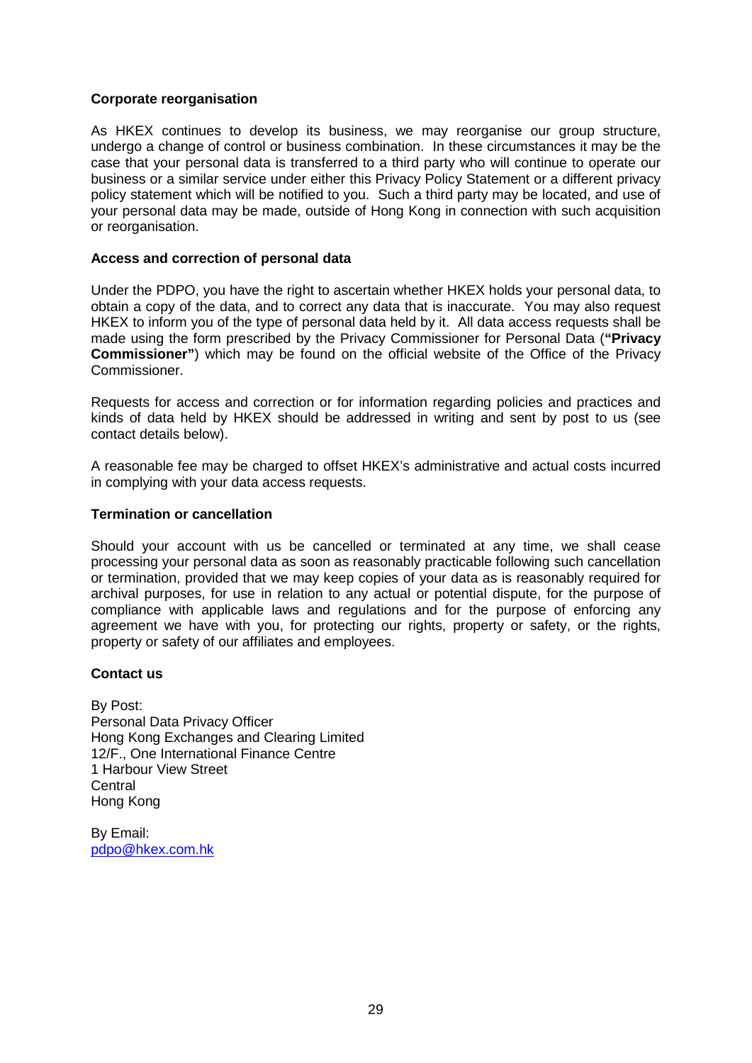**Corporate reorganisation**

As HKEX continues to develop its business, we may reorganise our group structure, undergo a change of control or business combination. In these circumstances it may be the case that your personal data is transferred to a third party who will continue to operate our business or a similar service under either this Privacy Policy Statement or a different privacy policy statement which will be notified to you. Such a third party may be located, and use of your personal data may be made, outside of Hong Kong in connection with such acquisition or reorganisation.

**Access and correction of personal data**

Under the PDPO, you have the right to ascertain whether HKEX holds your personal data, to obtain a copy of the data, and to correct any data that is inaccurate. You may also request HKEX to inform you of the type of personal data held by it. All data access requests shall be made using the form prescribed by the Privacy Commissioner for Personal Data (**"Privacy Commissioner"**) which may be found on the official website of the Office of the Privacy Commissioner.

Requests for access and correction or for information regarding policies and practices and kinds of data held by HKEX should be addressed in writing and sent by post to us (see contact details below).

A reasonable fee may be charged to offset HKEX's administrative and actual costs incurred in complying with your data access requests.

**Termination or cancellation**

Should your account with us be cancelled or terminated at any time, we shall cease processing your personal data as soon as reasonably practicable following such cancellation or termination, provided that we may keep copies of your data as is reasonably required for archival purposes, for use in relation to any actual or potential dispute, for the purpose of compliance with applicable laws and regulations and for the purpose of enforcing any agreement we have with you, for protecting our rights, property or safety, or the rights, property or safety of our affiliates and employees.

**Contact us**

By Post:
Personal Data Privacy Officer
Hong Kong Exchanges and Clearing Limited
12/F., One International Finance Centre
1 Harbour View Street
Central
Hong Kong

By Email:
pdpo@hkex.com.hk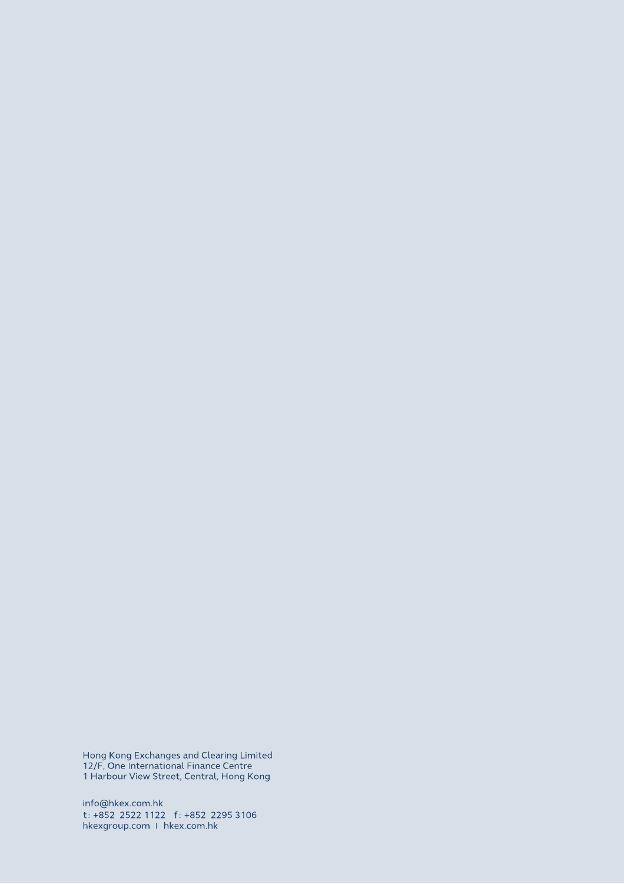Hong Kong Exchanges and Clearing Limited
12/F, One International Finance Centre
1 Harbour View Street, Central, Hong Kong

info@hkex.com.hk
t: +852 2522 1122 f: +852 2295 3106
hkexgroup.com | hkex.com.hk